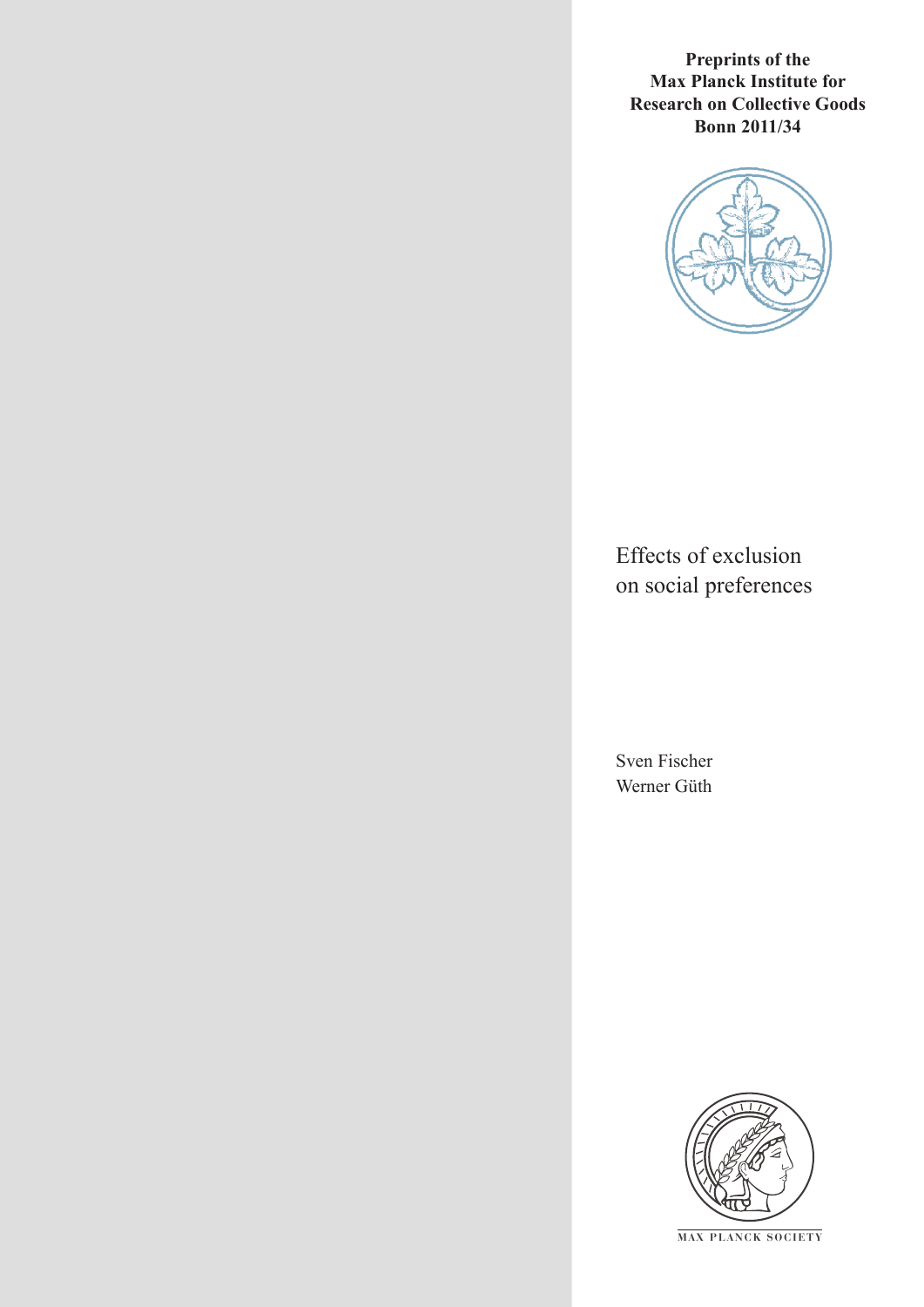**Preprints of the Max Planck Institute for Research on Collective Goods Bonn 2011/34**

# Effects of exclusion on social preferences

Sven Fischer
Werner Güth

MAX PLANCK SOCIETY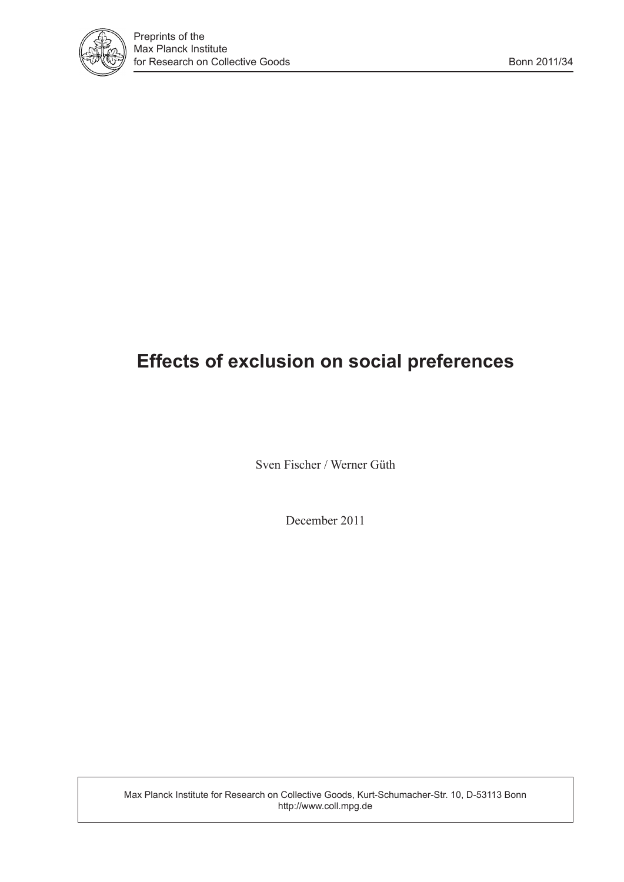# Effects of exclusion on social preferences

Sven Fischer / Werner Güth

December 2011

Max Planck Institute for Research on Collective Goods, Kurt-Schumacher-Str. 10, D-53113 Bonn
http://www.coll.mpg.de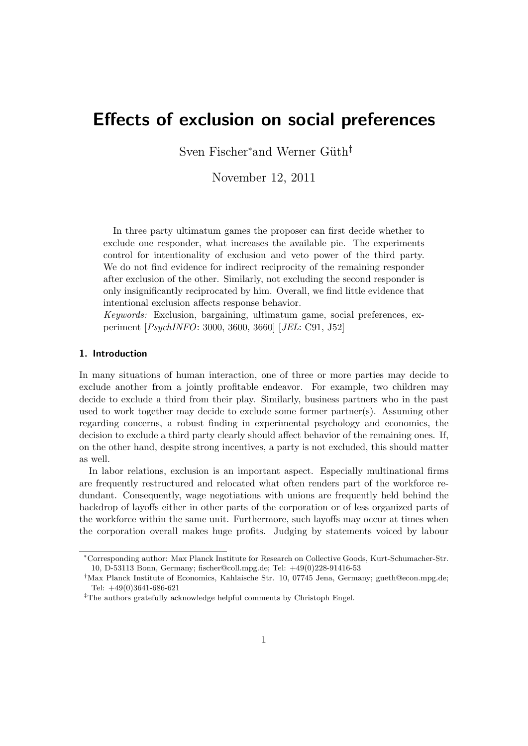# Effects of exclusion on social preferences

Sven Fischer[*] and Werner Güth[†]

November 12, 2011

In three party ultimatum games the proposer can first decide whether to exclude one responder, what increases the available pie. The experiments control for intentionality of exclusion and veto power of the third party. We do not find evidence for indirect reciprocity of the remaining responder after exclusion of the other. Similarly, not excluding the second responder is only insignificantly reciprocated by him. Overall, we find little evidence that intentional exclusion affects response behavior.

*Keywords:* Exclusion, bargaining, ultimatum game, social preferences, experiment [*PsychINFO*: 3000, 3600, 3660] [*JEL*: C91, J52]

## 1. Introduction

In many situations of human interaction, one of three or more parties may decide to exclude another from a jointly profitable endeavor. For example, two children may decide to exclude a third from their play. Similarly, business partners who in the past used to work together may decide to exclude some former partner(s). Assuming other regarding concerns, a robust finding in experimental psychology and economics, the decision to exclude a third party clearly should affect behavior of the remaining ones. If, on the other hand, despite strong incentives, a party is not excluded, this should matter as well.

In labor relations, exclusion is an important aspect. Especially multinational firms are frequently restructured and relocated what often renders part of the workforce redundant. Consequently, wage negotiations with unions are frequently held behind the backdrop of layoffs either in other parts of the corporation or of less organized parts of the workforce within the same unit. Furthermore, such layoffs may occur at times when the corporation overall makes huge profits. Judging by statements voiced by labour

---

[*]Corresponding author: Max Planck Institute for Research on Collective Goods, Kurt-Schumacher-Str. 10, D-53113 Bonn, Germany; fischer@coll.mpg.de; Tel: +49(0)228-91416-53

[†]Max Planck Institute of Economics, Kahlaische Str. 10, 07745 Jena, Germany; gueth@econ.mpg.de; Tel: +49(0)3641-686-621

[‡]The authors gratefully acknowledge helpful comments by Christoph Engel.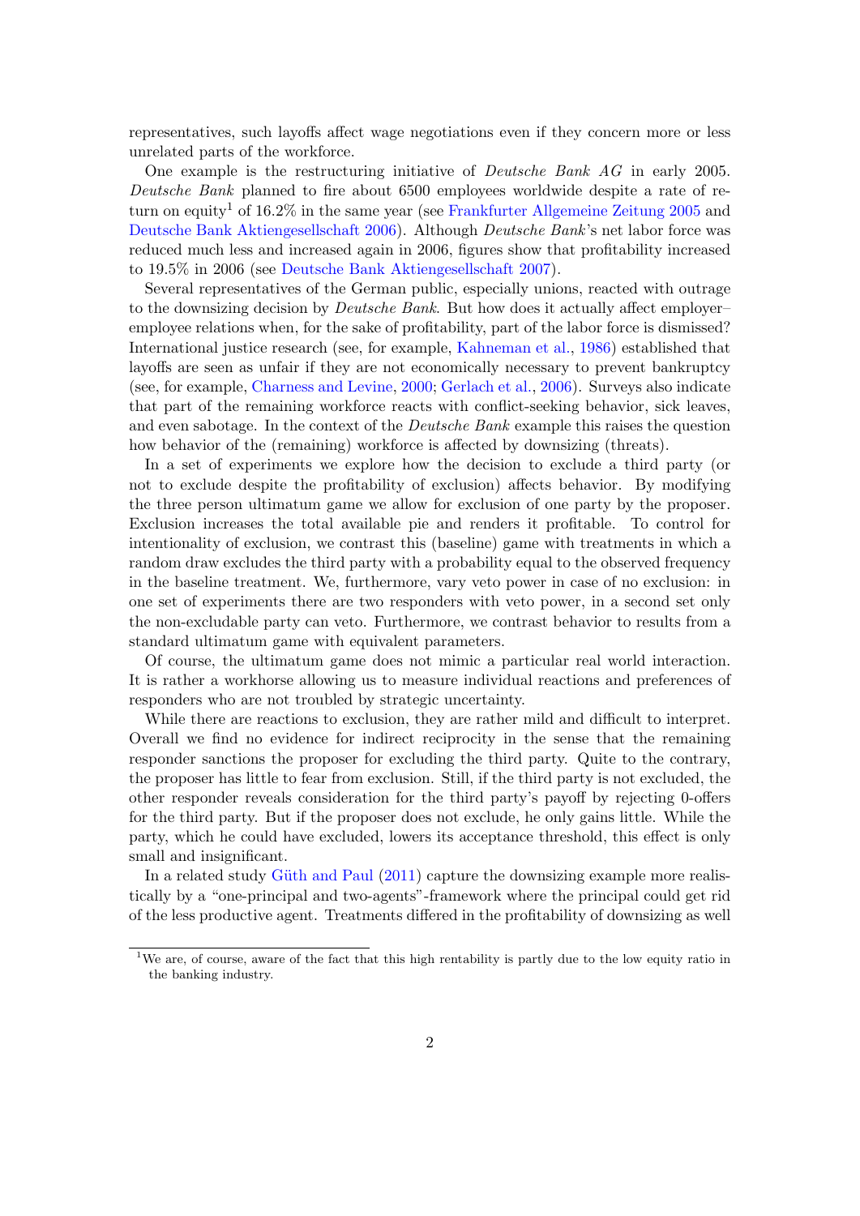representatives, such layoffs affect wage negotiations even if they concern more or less unrelated parts of the workforce.

One example is the restructuring initiative of *Deutsche Bank AG* in early 2005. *Deutsche Bank* planned to fire about 6500 employees worldwide despite a rate of return on equity[1] of 16.2% in the same year (see Frankfurter Allgemeine Zeitung 2005 and Deutsche Bank Aktiengesellschaft 2006). Although *Deutsche Bank*'s net labor force was reduced much less and increased again in 2006, figures show that profitability increased to 19.5% in 2006 (see Deutsche Bank Aktiengesellschaft 2007).

Several representatives of the German public, especially unions, reacted with outrage to the downsizing decision by *Deutsche Bank*. But how does it actually affect employer–employee relations when, for the sake of profitability, part of the labor force is dismissed? International justice research (see, for example, Kahneman et al., 1986) established that layoffs are seen as unfair if they are not economically necessary to prevent bankruptcy (see, for example, Charness and Levine, 2000; Gerlach et al., 2006). Surveys also indicate that part of the remaining workforce reacts with conflict-seeking behavior, sick leaves, and even sabotage. In the context of the *Deutsche Bank* example this raises the question how behavior of the (remaining) workforce is affected by downsizing (threats).

In a set of experiments we explore how the decision to exclude a third party (or not to exclude despite the profitability of exclusion) affects behavior. By modifying the three person ultimatum game we allow for exclusion of one party by the proposer. Exclusion increases the total available pie and renders it profitable. To control for intentionality of exclusion, we contrast this (baseline) game with treatments in which a random draw excludes the third party with a probability equal to the observed frequency in the baseline treatment. We, furthermore, vary veto power in case of no exclusion: in one set of experiments there are two responders with veto power, in a second set only the non-excludable party can veto. Furthermore, we contrast behavior to results from a standard ultimatum game with equivalent parameters.

Of course, the ultimatum game does not mimic a particular real world interaction. It is rather a workhorse allowing us to measure individual reactions and preferences of responders who are not troubled by strategic uncertainty.

While there are reactions to exclusion, they are rather mild and difficult to interpret. Overall we find no evidence for indirect reciprocity in the sense that the remaining responder sanctions the proposer for excluding the third party. Quite to the contrary, the proposer has little to fear from exclusion. Still, if the third party is not excluded, the other responder reveals consideration for the third party's payoff by rejecting 0-offers for the third party. But if the proposer does not exclude, he only gains little. While the party, which he could have excluded, lowers its acceptance threshold, this effect is only small and insignificant.

In a related study Güth and Paul (2011) capture the downsizing example more realistically by a "one-principal and two-agents"-framework where the principal could get rid of the less productive agent. Treatments differed in the profitability of downsizing as well

[1] We are, of course, aware of the fact that this high rentability is partly due to the low equity ratio in the banking industry.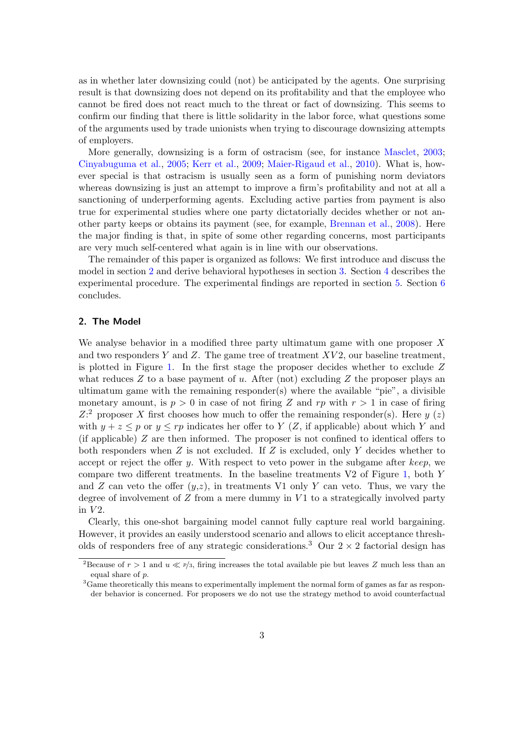as in whether later downsizing could (not) be anticipated by the agents. One surprising result is that downsizing does not depend on its profitability and that the employee who cannot be fired does not react much to the threat or fact of downsizing. This seems to confirm our finding that there is little solidarity in the labor force, what questions some of the arguments used by trade unionists when trying to discourage downsizing attempts of employers.

More generally, downsizing is a form of ostracism (see, for instance Masclet, 2003; Cinyabuguma et al., 2005; Kerr et al., 2009; Maier-Rigaud et al., 2010). What is, however special is that ostracism is usually seen as a form of punishing norm deviators whereas downsizing is just an attempt to improve a firm's profitability and not at all a sanctioning of underperforming agents. Excluding active parties from payment is also true for experimental studies where one party dictatorially decides whether or not another party keeps or obtains its payment (see, for example, Brennan et al., 2008). Here the major finding is that, in spite of some other regarding concerns, most participants are very much self-centered what again is in line with our observations.

The remainder of this paper is organized as follows: We first introduce and discuss the model in section 2 and derive behavioral hypotheses in section 3. Section 4 describes the experimental procedure. The experimental findings are reported in section 5. Section 6 concludes.

## 2. The Model

We analyse behavior in a modified three party ultimatum game with one proposer $X$ and two responders $Y$ and $Z$. The game tree of treatment $XV2$, our baseline treatment, is plotted in Figure 1. In the first stage the proposer decides whether to exclude $Z$ what reduces $Z$ to a base payment of $u$. After (not) excluding $Z$ the proposer plays an ultimatum game with the remaining responder(s) where the available "pie", a divisible monetary amount, is $p > 0$ in case of not firing $Z$ and $rp$ with $r > 1$ in case of firing $Z$:[2] proposer $X$ first chooses how much to offer the remaining responder(s). Here $y$ ($z$) with $y + z \leq p$ or $y \leq rp$ indicates her offer to $Y$ ($Z$, if applicable) about which $Y$ and (if applicable) $Z$ are then informed. The proposer is not confined to identical offers to both responders when $Z$ is not excluded. If $Z$ is excluded, only $Y$ decides whether to accept or reject the offer $y$. With respect to veto power in the subgame after *keep*, we compare two different treatments. In the baseline treatments V2 of Figure 1, both $Y$ and $Z$ can veto the offer ($y$,$z$), in treatments V1 only $Y$ can veto. Thus, we vary the degree of involvement of $Z$ from a mere dummy in $V1$ to a strategically involved party in $V2$.

Clearly, this one-shot bargaining model cannot fully capture real world bargaining. However, it provides an easily understood scenario and allows to elicit acceptance thresholds of responders free of any strategic considerations.[3] Our $2 \times 2$ factorial design has

[2] Because of $r > 1$ and $u \ll p/3$, firing increases the total available pie but leaves $Z$ much less than an equal share of $p$.

[3] Game theoretically this means to experimentally implement the normal form of games as far as responder behavior is concerned. For proposers we do not use the strategy method to avoid counterfactual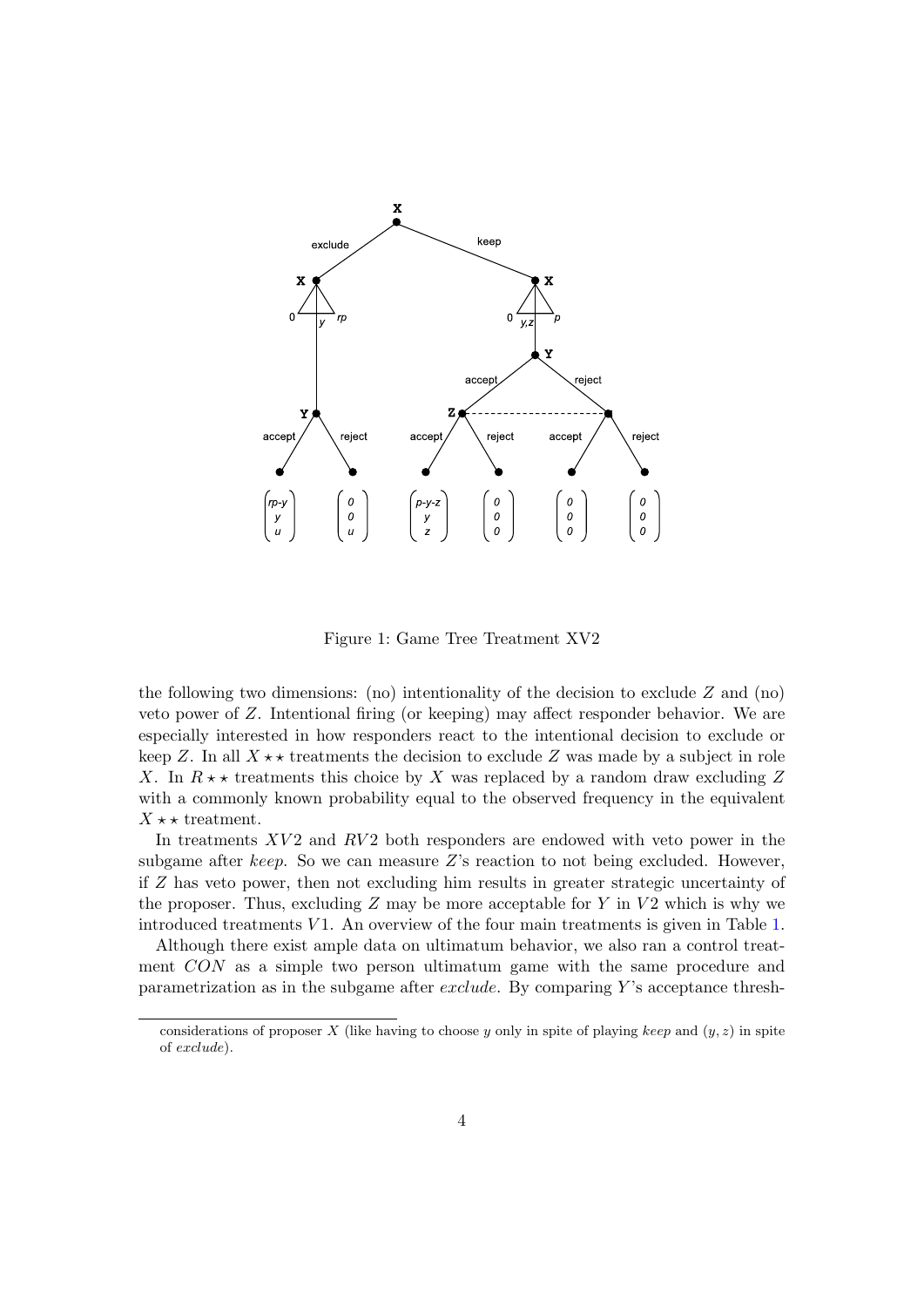Figure 1: Game Tree Treatment XV2

the following two dimensions: (no) intentionality of the decision to exclude $Z$ and (no) veto power of $Z$. Intentional firing (or keeping) may affect responder behavior. We are especially interested in how responders react to the intentional decision to exclude or keep $Z$. In all $X\star\star$ treatments the decision to exclude $Z$ was made by a subject in role $X$. In $R\star\star$ treatments this choice by $X$ was replaced by a random draw excluding $Z$ with a commonly known probability equal to the observed frequency in the equivalent $X\star\star$ treatment.

In treatments $XV2$ and $RV2$ both responders are endowed with veto power in the subgame after *keep*. So we can measure $Z$'s reaction to not being excluded. However, if $Z$ has veto power, then not excluding him results in greater strategic uncertainty of the proposer. Thus, excluding $Z$ may be more acceptable for $Y$ in $V2$ which is why we introduced treatments $V1$. An overview of the four main treatments is given in Table 1.

Although there exist ample data on ultimatum behavior, we also ran a control treatment $CON$ as a simple two person ultimatum game with the same procedure and parametrization as in the subgame after *exclude*. By comparing $Y$'s acceptance thresh-

considerations of proposer $X$ (like having to choose $y$ only in spite of playing *keep* and $(y, z)$ in spite of *exclude*).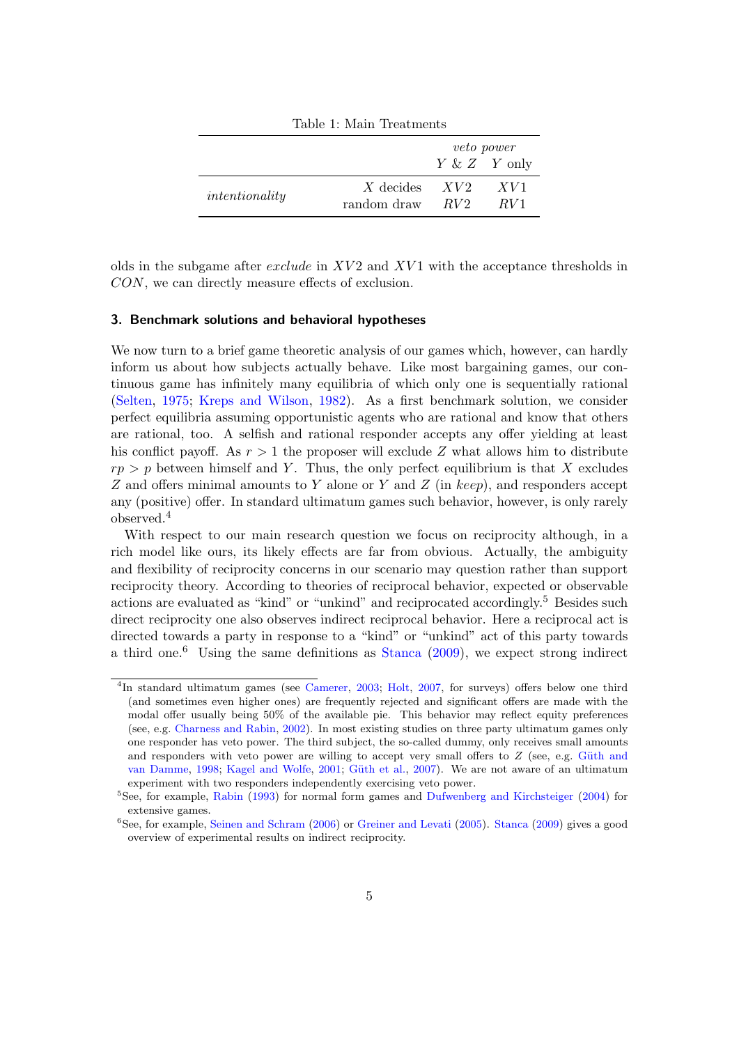Table 1: Main Treatments

| | | *veto power* | |
|---|---|---|---|
| | | $Y$ & $Z$ | $Y$ only |
| *intentionality* | $X$ decides | $XV2$ | $XV1$ |
| | random draw | $RV2$ | $RV1$ |

olds in the subgame after *exclude* in $XV2$ and $XV1$ with the acceptance thresholds in $CON$, we can directly measure effects of exclusion.

## 3. Benchmark solutions and behavioral hypotheses

We now turn to a brief game theoretic analysis of our games which, however, can hardly inform us about how subjects actually behave. Like most bargaining games, our continuous game has infinitely many equilibria of which only one is sequentially rational (Selten, 1975; Kreps and Wilson, 1982). As a first benchmark solution, we consider perfect equilibria assuming opportunistic agents who are rational and know that others are rational, too. A selfish and rational responder accepts any offer yielding at least his conflict payoff. As $r > 1$ the proposer will exclude $Z$ what allows him to distribute $rp > p$ between himself and $Y$. Thus, the only perfect equilibrium is that $X$ excludes $Z$ and offers minimal amounts to $Y$ alone or $Y$ and $Z$ (in *keep*), and responders accept any (positive) offer. In standard ultimatum games such behavior, however, is only rarely observed.[4]

With respect to our main research question we focus on reciprocity although, in a rich model like ours, its likely effects are far from obvious. Actually, the ambiguity and flexibility of reciprocity concerns in our scenario may question rather than support reciprocity theory. According to theories of reciprocal behavior, expected or observable actions are evaluated as "kind" or "unkind" and reciprocated accordingly.[5] Besides such direct reciprocity one also observes indirect reciprocal behavior. Here a reciprocal act is directed towards a party in response to a "kind" or "unkind" act of this party towards a third one.[6] Using the same definitions as Stanca (2009), we expect strong indirect

[4] In standard ultimatum games (see Camerer, 2003; Holt, 2007, for surveys) offers below one third (and sometimes even higher ones) are frequently rejected and significant offers are made with the modal offer usually being 50% of the available pie. This behavior may reflect equity preferences (see, e.g. Charness and Rabin, 2002). In most existing studies on three party ultimatum games only one responder has veto power. The third subject, the so-called dummy, only receives small amounts and responders with veto power are willing to accept very small offers to $Z$ (see, e.g. Güth and van Damme, 1998; Kagel and Wolfe, 2001; Güth et al., 2007). We are not aware of an ultimatum experiment with two responders independently exercising veto power.

[5] See, for example, Rabin (1993) for normal form games and Dufwenberg and Kirchsteiger (2004) for extensive games.

[6] See, for example, Seinen and Schram (2006) or Greiner and Levati (2005). Stanca (2009) gives a good overview of experimental results on indirect reciprocity.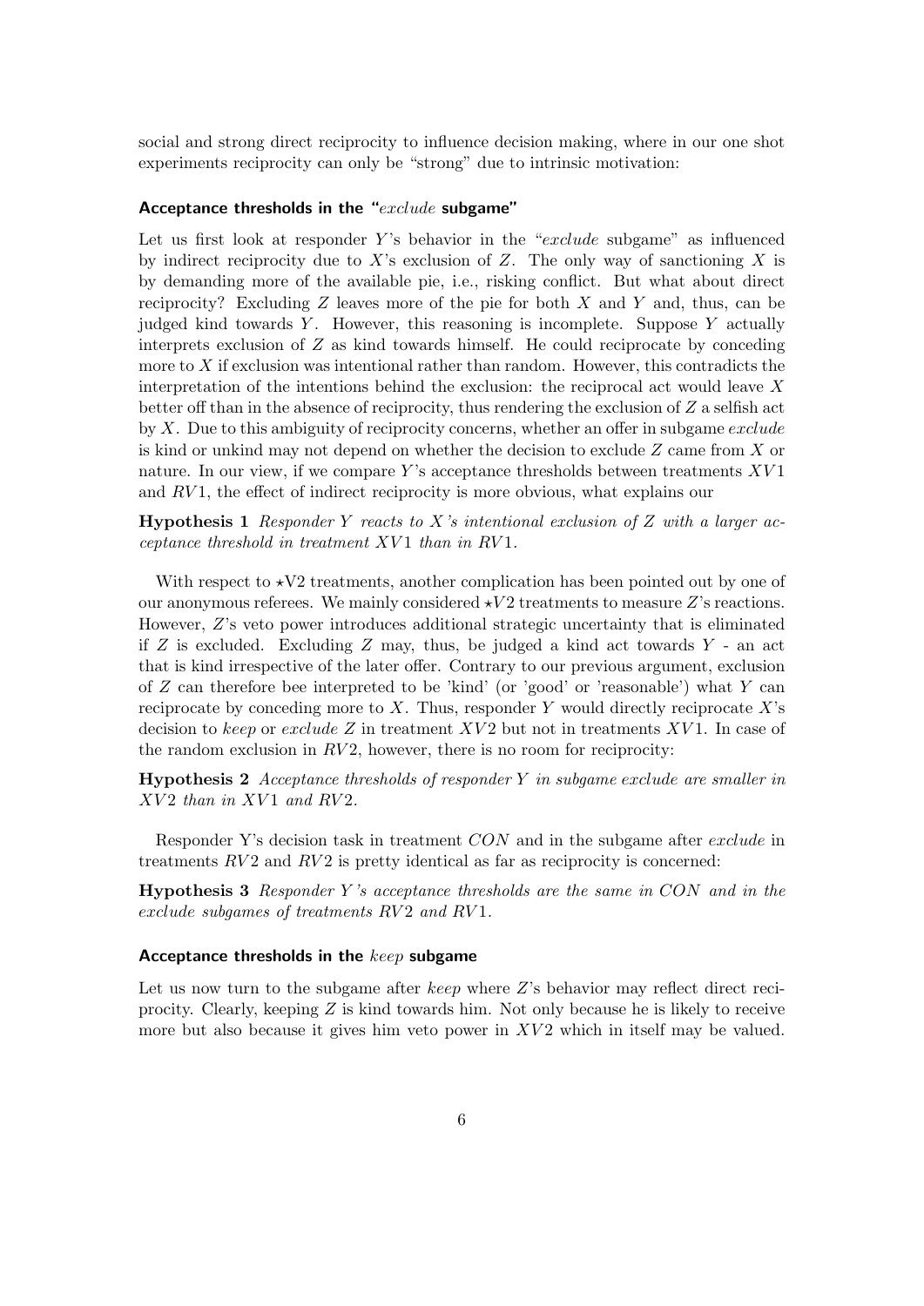social and strong direct reciprocity to influence decision making, where in our one shot experiments reciprocity can only be "strong" due to intrinsic motivation:

#### Acceptance thresholds in the "*exclude* subgame"

Let us first look at responder $Y$'s behavior in the "*exclude* subgame" as influenced by indirect reciprocity due to $X$'s exclusion of $Z$. The only way of sanctioning $X$ is by demanding more of the available pie, i.e., risking conflict. But what about direct reciprocity? Excluding $Z$ leaves more of the pie for both $X$ and $Y$ and, thus, can be judged kind towards $Y$. However, this reasoning is incomplete. Suppose $Y$ actually interprets exclusion of $Z$ as kind towards himself. He could reciprocate by conceding more to $X$ if exclusion was intentional rather than random. However, this contradicts the interpretation of the intentions behind the exclusion: the reciprocal act would leave $X$ better off than in the absence of reciprocity, thus rendering the exclusion of $Z$ a selfish act by $X$. Due to this ambiguity of reciprocity concerns, whether an offer in subgame *exclude* is kind or unkind may not depend on whether the decision to exclude $Z$ came from $X$ or nature. In our view, if we compare $Y$'s acceptance thresholds between treatments $XV1$ and $RV1$, the effect of indirect reciprocity is more obvious, what explains our

**Hypothesis 1** *Responder $Y$ reacts to $X$'s intentional exclusion of $Z$ with a larger acceptance threshold in treatment $XV1$ than in $RV1$.*

With respect to $\star$V2 treatments, another complication has been pointed out by one of our anonymous referees. We mainly considered $\star V2$ treatments to measure $Z$'s reactions. However, $Z$'s veto power introduces additional strategic uncertainty that is eliminated if $Z$ is excluded. Excluding $Z$ may, thus, be judged a kind act towards $Y$ - an act that is kind irrespective of the later offer. Contrary to our previous argument, exclusion of $Z$ can therefore bee interpreted to be 'kind' (or 'good' or 'reasonable') what $Y$ can reciprocate by conceding more to $X$. Thus, responder $Y$ would directly reciprocate $X$'s decision to *keep* or *exclude* $Z$ in treatment $XV2$ but not in treatments $XV1$. In case of the random exclusion in $RV2$, however, there is no room for reciprocity:

**Hypothesis 2** *Acceptance thresholds of responder $Y$ in subgame exclude are smaller in $XV2$ than in $XV1$ and $RV2$.*

Responder Y's decision task in treatment $CON$ and in the subgame after *exclude* in treatments $RV2$ and $RV2$ is pretty identical as far as reciprocity is concerned:

**Hypothesis 3** *Responder $Y$'s acceptance thresholds are the same in $CON$ and in the exclude subgames of treatments $RV2$ and $RV1$.*

#### Acceptance thresholds in the *keep* subgame

Let us now turn to the subgame after *keep* where $Z$'s behavior may reflect direct reciprocity. Clearly, keeping $Z$ is kind towards him. Not only because he is likely to receive more but also because it gives him veto power in $XV2$ which in itself may be valued.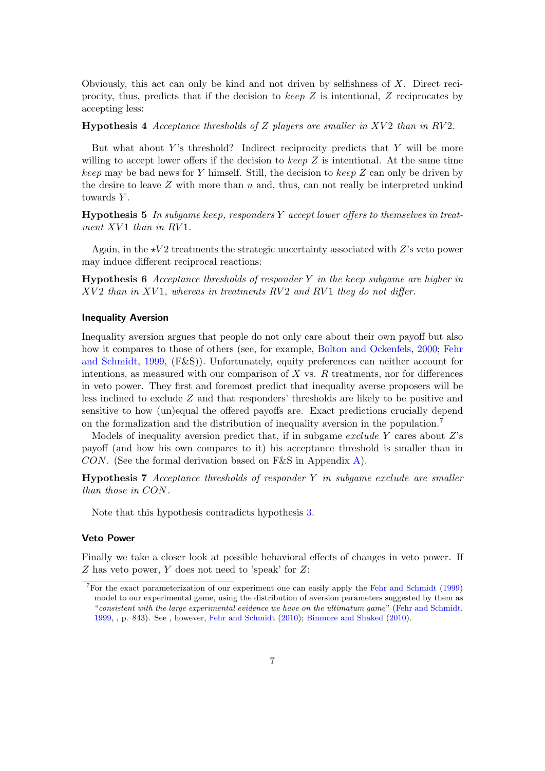Obviously, this act can only be kind and not driven by selfishness of $X$. Direct reciprocity, thus, predicts that if the decision to *keep* $Z$ is intentional, $Z$ reciprocates by accepting less:

**Hypothesis 4** *Acceptance thresholds of $Z$ players are smaller in $XV2$ than in $RV2$.*

But what about $Y$'s threshold? Indirect reciprocity predicts that $Y$ will be more willing to accept lower offers if the decision to *keep* $Z$ is intentional. At the same time *keep* may be bad news for $Y$ himself. Still, the decision to *keep* $Z$ can only be driven by the desire to leave $Z$ with more than $u$ and, thus, can not really be interpreted unkind towards $Y$.

**Hypothesis 5** *In subgame keep, responders $Y$ accept lower offers to themselves in treatment $XV1$ than in $RV1$.*

Again, in the $\star V2$ treatments the strategic uncertainty associated with $Z$'s veto power may induce different reciprocal reactions:

**Hypothesis 6** *Acceptance thresholds of responder $Y$ in the keep subgame are higher in $XV2$ than in $XV1$, whereas in treatments $RV2$ and $RV1$ they do not differ.*

### Inequality Aversion

Inequality aversion argues that people do not only care about their own payoff but also how it compares to those of others (see, for example, Bolton and Ockenfels, 2000; Fehr and Schmidt, 1999, (F&S)). Unfortunately, equity preferences can neither account for intentions, as measured with our comparison of $X$ vs. $R$ treatments, nor for differences in veto power. They first and foremost predict that inequality averse proposers will be less inclined to exclude $Z$ and that responders' thresholds are likely to be positive and sensitive to how (un)equal the offered payoffs are. Exact predictions crucially depend on the formalization and the distribution of inequality aversion in the population.[7]

Models of inequality aversion predict that, if in subgame *exclude* $Y$ cares about $Z$'s payoff (and how his own compares to it) his acceptance threshold is smaller than in $CON$. (See the formal derivation based on F&S in Appendix A).

**Hypothesis 7** *Acceptance thresholds of responder $Y$ in subgame exclude are smaller than those in $CON$.*

Note that this hypothesis contradicts hypothesis 3.

### Veto Power

Finally we take a closer look at possible behavioral effects of changes in veto power. If $Z$ has veto power, $Y$ does not need to 'speak' for $Z$:

[7] For the exact parameterization of our experiment one can easily apply the Fehr and Schmidt (1999) model to our experimental game, using the distribution of aversion parameters suggested by them as "*consistent with the large experimental evidence we have on the ultimatum game*" (Fehr and Schmidt, 1999, , p. 843). See , however, Fehr and Schmidt (2010); Binmore and Shaked (2010).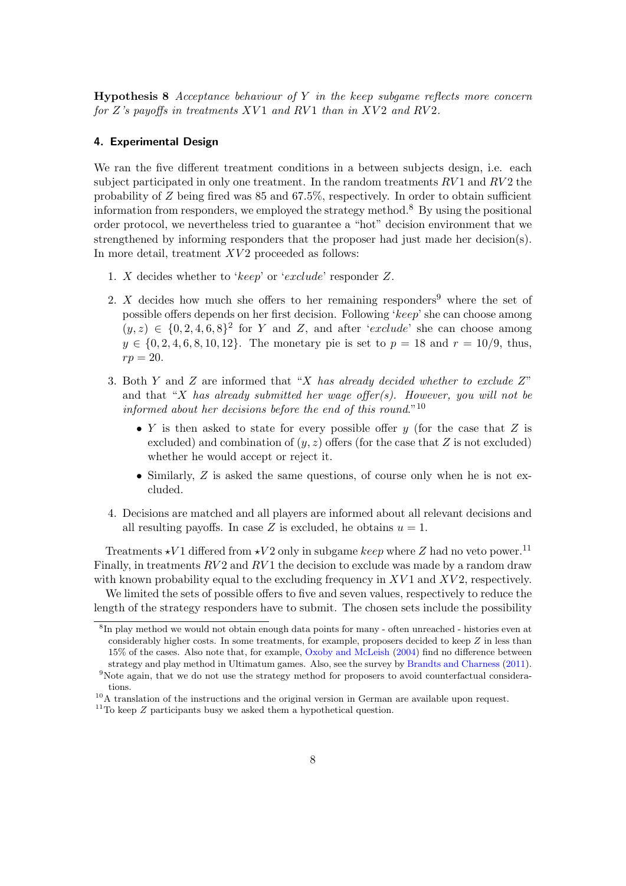**Hypothesis 8** *Acceptance behaviour of $Y$ in the keep subgame reflects more concern for $Z$'s payoffs in treatments $XV1$ and $RV1$ than in $XV2$ and $RV2$.*

## 4. Experimental Design

We ran the five different treatment conditions in a between subjects design, i.e. each subject participated in only one treatment. In the random treatments $RV1$ and $RV2$ the probability of $Z$ being fired was 85 and 67.5%, respectively. In order to obtain sufficient information from responders, we employed the strategy method.[8] By using the positional order protocol, we nevertheless tried to guarantee a "hot" decision environment that we strengthened by informing responders that the proposer had just made her decision(s). In more detail, treatment $XV2$ proceeded as follows:

1. $X$ decides whether to '*keep*' or '*exclude*' responder $Z$.
2. $X$ decides how much she offers to her remaining responders[9] where the set of possible offers depends on her first decision. Following '*keep*' she can choose among $(y, z) \in \{0, 2, 4, 6, 8\}^2$ for $Y$ and $Z$, and after '*exclude*' she can choose among $y \in \{0, 2, 4, 6, 8, 10, 12\}$. The monetary pie is set to $p = 18$ and $r = 10/9$, thus, $rp = 20$.
3. Both $Y$ and $Z$ are informed that "*X has already decided whether to exclude Z*" and that "*X has already submitted her wage offer(s). However, you will not be informed about her decisions before the end of this round.*"[10]
   - $Y$ is then asked to state for every possible offer $y$ (for the case that $Z$ is excluded) and combination of $(y, z)$ offers (for the case that $Z$ is not excluded) whether he would accept or reject it.
   - Similarly, $Z$ is asked the same questions, of course only when he is not excluded.
4. Decisions are matched and all players are informed about all relevant decisions and all resulting payoffs. In case $Z$ is excluded, he obtains $u = 1$.

Treatments $\star V1$ differed from $\star V2$ only in subgame *keep* where $Z$ had no veto power.[11] Finally, in treatments $RV2$ and $RV1$ the decision to exclude was made by a random draw with known probability equal to the excluding frequency in $XV1$ and $XV2$, respectively.

We limited the sets of possible offers to five and seven values, respectively to reduce the length of the strategy responders have to submit. The chosen sets include the possibility

---

[8] In play method we would not obtain enough data points for many - often unreached - histories even at considerably higher costs. In some treatments, for example, proposers decided to keep $Z$ in less than 15% of the cases. Also note that, for example, Oxoby and McLeish (2004) find no difference between strategy and play method in Ultimatum games. Also, see the survey by Brandts and Charness (2011).

[9] Note again, that we do not use the strategy method for proposers to avoid counterfactual considerations.

[10] A translation of the instructions and the original version in German are available upon request.

[11] To keep $Z$ participants busy we asked them a hypothetical question.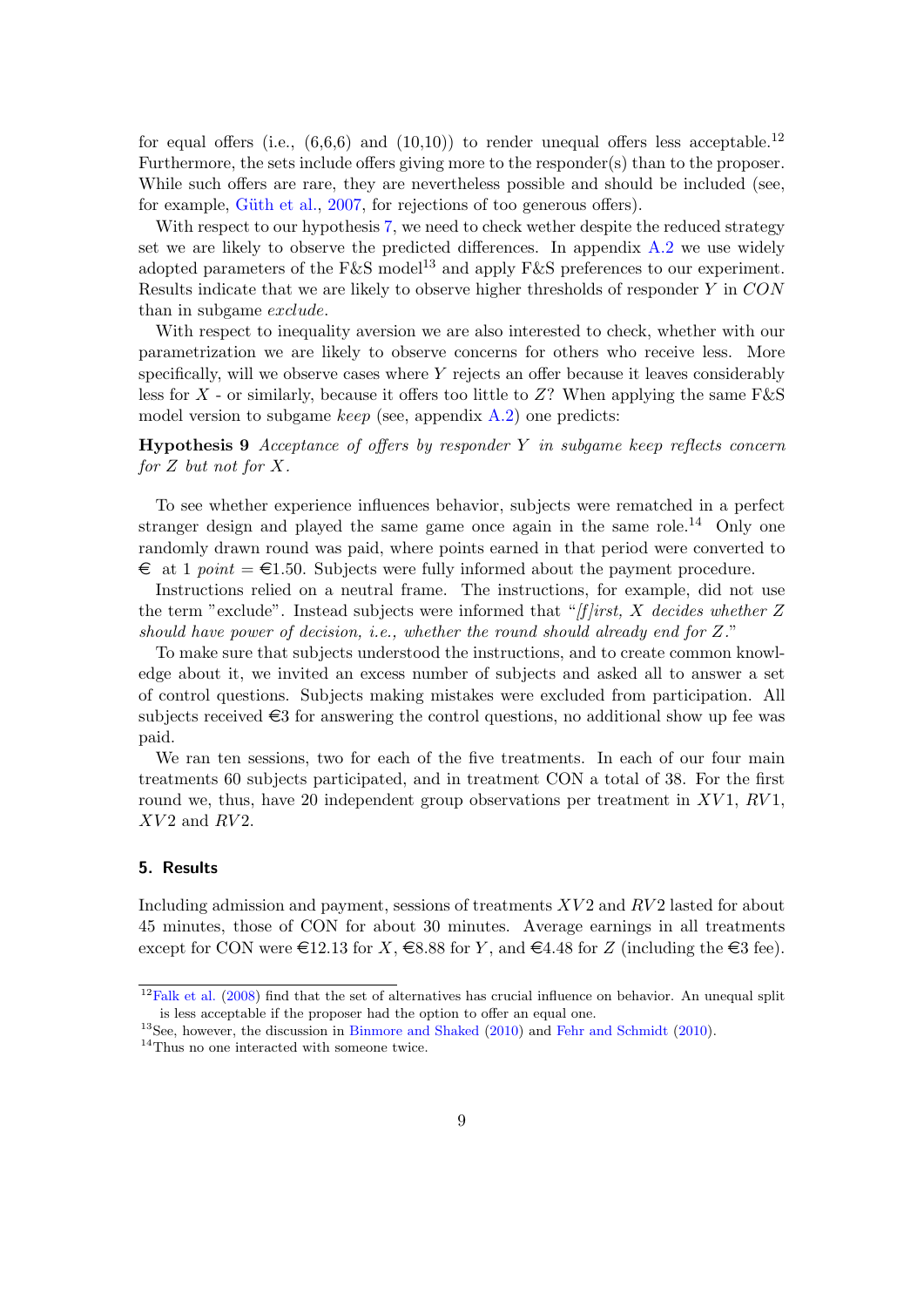for equal offers (i.e., (6,6,6) and (10,10)) to render unequal offers less acceptable.[12] Furthermore, the sets include offers giving more to the responder(s) than to the proposer. While such offers are rare, they are nevertheless possible and should be included (see, for example, Güth et al., 2007, for rejections of too generous offers).

With respect to our hypothesis 7, we need to check wether despite the reduced strategy set we are likely to observe the predicted differences. In appendix A.2 we use widely adopted parameters of the F&S model[13] and apply F&S preferences to our experiment. Results indicate that we are likely to observe higher thresholds of responder $Y$ in $CON$ than in subgame *exclude*.

With respect to inequality aversion we are also interested to check, whether with our parametrization we are likely to observe concerns for others who receive less. More specifically, will we observe cases where $Y$ rejects an offer because it leaves considerably less for $X$ - or similarly, because it offers too little to $Z$? When applying the same F&S model version to subgame *keep* (see, appendix A.2) one predicts:

**Hypothesis 9** *Acceptance of offers by responder $Y$ in subgame keep reflects concern for $Z$ but not for $X$.*

To see whether experience influences behavior, subjects were rematched in a perfect stranger design and played the same game once again in the same role.[14] Only one randomly drawn round was paid, where points earned in that period were converted to € at 1 *point* = €1.50. Subjects were fully informed about the payment procedure.

Instructions relied on a neutral frame. The instructions, for example, did not use the term "exclude". Instead subjects were informed that "*[f]irst, X decides whether Z should have power of decision, i.e., whether the round should already end for Z.*"

To make sure that subjects understood the instructions, and to create common knowledge about it, we invited an excess number of subjects and asked all to answer a set of control questions. Subjects making mistakes were excluded from participation. All subjects received €3 for answering the control questions, no additional show up fee was paid.

We ran ten sessions, two for each of the five treatments. In each of our four main treatments 60 subjects participated, and in treatment CON a total of 38. For the first round we, thus, have 20 independent group observations per treatment in $XV1$, $RV1$, $XV2$ and $RV2$.

## 5. Results

Including admission and payment, sessions of treatments $XV2$ and $RV2$ lasted for about 45 minutes, those of CON for about 30 minutes. Average earnings in all treatments except for CON were €12.13 for $X$, €8.88 for $Y$, and €4.48 for $Z$ (including the €3 fee).

---

[12] Falk et al. (2008) find that the set of alternatives has crucial influence on behavior. An unequal split is less acceptable if the proposer had the option to offer an equal one.

[13] See, however, the discussion in Binmore and Shaked (2010) and Fehr and Schmidt (2010).

[14] Thus no one interacted with someone twice.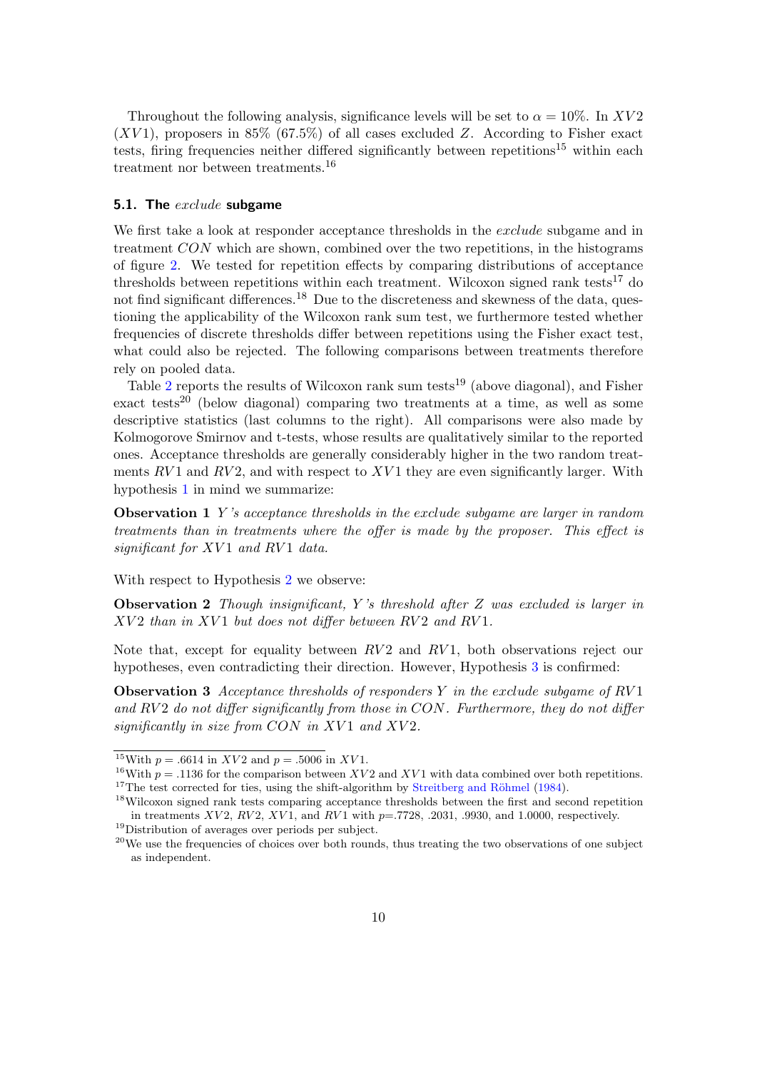Throughout the following analysis, significance levels will be set to $\alpha = 10\%$. In $XV2$ ($XV1$), proposers in 85% (67.5%) of all cases excluded $Z$. According to Fisher exact tests, firing frequencies neither differed significantly between repetitions[15] within each treatment nor between treatments.[16]

### 5.1. The *exclude* subgame

We first take a look at responder acceptance thresholds in the *exclude* subgame and in treatment $CON$ which are shown, combined over the two repetitions, in the histograms of figure 2. We tested for repetition effects by comparing distributions of acceptance thresholds between repetitions within each treatment. Wilcoxon signed rank tests[17] do not find significant differences.[18] Due to the discreteness and skewness of the data, questioning the applicability of the Wilcoxon rank sum test, we furthermore tested whether frequencies of discrete thresholds differ between repetitions using the Fisher exact test, what could also be rejected. The following comparisons between treatments therefore rely on pooled data.

Table 2 reports the results of Wilcoxon rank sum tests[19] (above diagonal), and Fisher exact tests[20] (below diagonal) comparing two treatments at a time, as well as some descriptive statistics (last columns to the right). All comparisons were also made by Kolmogorove Smirnov and t-tests, whose results are qualitatively similar to the reported ones. Acceptance thresholds are generally considerably higher in the two random treatments $RV1$ and $RV2$, and with respect to $XV1$ they are even significantly larger. With hypothesis 1 in mind we summarize:

**Observation 1** *$Y$'s acceptance thresholds in the exclude subgame are larger in random treatments than in treatments where the offer is made by the proposer. This effect is significant for $XV1$ and $RV1$ data.*

With respect to Hypothesis 2 we observe:

**Observation 2** *Though insignificant, $Y$'s threshold after $Z$ was excluded is larger in $XV2$ than in $XV1$ but does not differ between $RV2$ and $RV1$.*

Note that, except for equality between $RV2$ and $RV1$, both observations reject our hypotheses, even contradicting their direction. However, Hypothesis 3 is confirmed:

**Observation 3** *Acceptance thresholds of responders $Y$ in the exclude subgame of $RV1$ and $RV2$ do not differ significantly from those in $CON$. Furthermore, they do not differ significantly in size from $CON$ in $XV1$ and $XV2$.*

---

[15] With $p = .6614$ in $XV2$ and $p = .5006$ in $XV1$.

[16] With $p = .1136$ for the comparison between $XV2$ and $XV1$ with data combined over both repetitions.

[17] The test corrected for ties, using the shift-algorithm by Streitberg and Röhmel (1984).

[18] Wilcoxon signed rank tests comparing acceptance thresholds between the first and second repetition in treatments $XV2$, $RV2$, $XV1$, and $RV1$ with $p$=.7728, .2031, .9930, and 1.0000, respectively.

[19] Distribution of averages over periods per subject.

[20] We use the frequencies of choices over both rounds, thus treating the two observations of one subject as independent.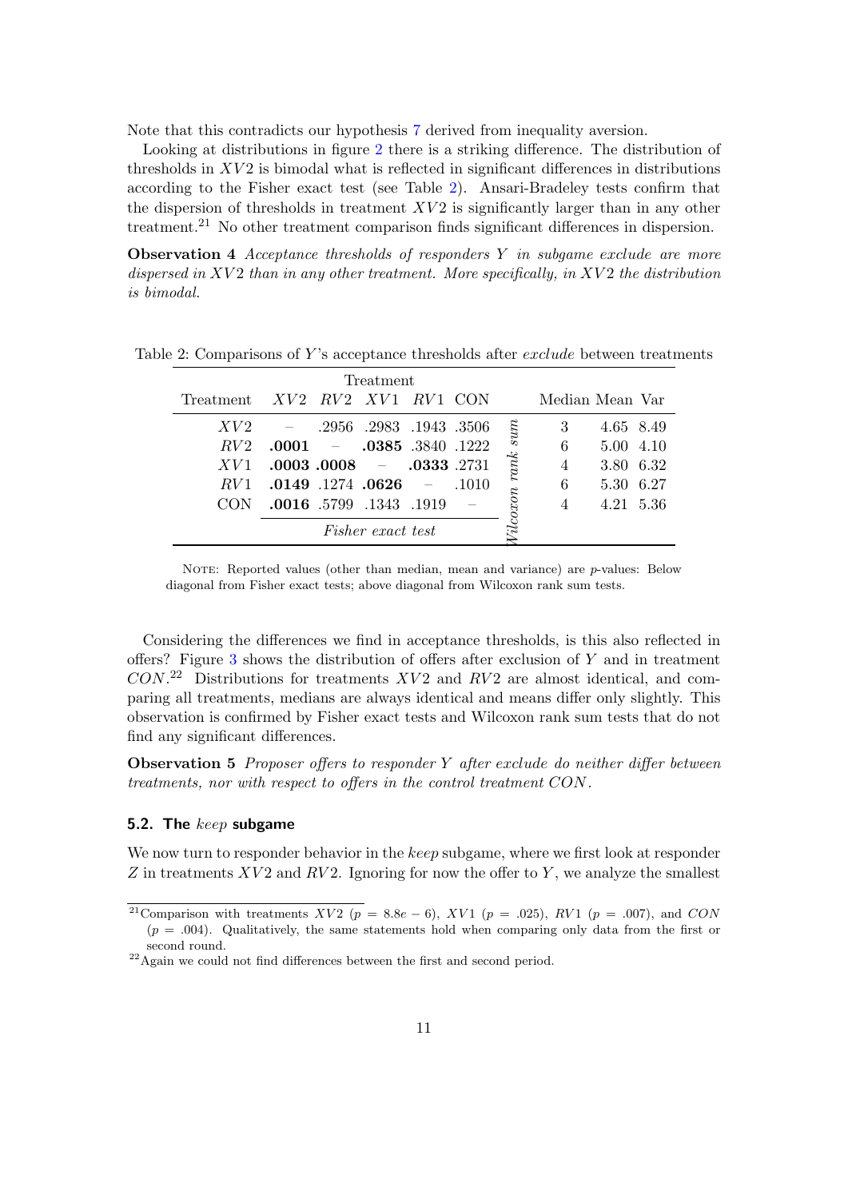Note that this contradicts our hypothesis 7 derived from inequality aversion.

Looking at distributions in figure 2 there is a striking difference. The distribution of thresholds in $XV2$ is bimodal what is reflected in significant differences in distributions according to the Fisher exact test (see Table 2). Ansari-Bradeley tests confirm that the dispersion of thresholds in treatment $XV2$ is significantly larger than in any other treatment.[21] No other treatment comparison finds significant differences in dispersion.

**Observation 4** *Acceptance thresholds of responders $Y$ in subgame exclude are more dispersed in $XV2$ than in any other treatment. More specifically, in $XV2$ the distribution is bimodal.*

Table 2: Comparisons of $Y$'s acceptance thresholds after *exclude* between treatments

| | Treatment | | | | | | | | |
|---|---|---|---|---|---|---|---|---|---|
| Treatment | $XV2$ | $RV2$ | $XV1$ | $RV1$ | CON | | Median | Mean | Var |
| $XV2$ | – | .2956 | .2983 | .1943 | .3506 | *Wilcoxon rank sum* | 3 | 4.65 | 8.49 |
| $RV2$ | **.0001** | – | **.0385** | .3840 | .1222 | | 6 | 5.00 | 4.10 |
| $XV1$ | **.0003** | **.0008** | – | **.0333** | .2731 | | 4 | 3.80 | 6.32 |
| $RV1$ | **.0149** | .1274 | **.0626** | – | .1010 | | 6 | 5.30 | 6.27 |
| CON | **.0016** | .5799 | .1343 | .1919 | – | | 4 | 4.21 | 5.36 |
| | *Fisher exact test* | | | | | | | | |

NOTE: Reported values (other than median, mean and variance) are $p$-values: Below diagonal from Fisher exact tests; above diagonal from Wilcoxon rank sum tests.

Considering the differences we find in acceptance thresholds, is this also reflected in offers? Figure 3 shows the distribution of offers after exclusion of $Y$ and in treatment $CON$.[22] Distributions for treatments $XV2$ and $RV2$ are almost identical, and comparing all treatments, medians are always identical and means differ only slightly. This observation is confirmed by Fisher exact tests and Wilcoxon rank sum tests that do not find any significant differences.

**Observation 5** *Proposer offers to responder $Y$ after exclude do neither differ between treatments, nor with respect to offers in the control treatment $CON$.*

### 5.2. The *keep* subgame

We now turn to responder behavior in the *keep* subgame, where we first look at responder $Z$ in treatments $XV2$ and $RV2$. Ignoring for now the offer to $Y$, we analyze the smallest

[21] Comparison with treatments $XV2$ ($p = 8.8e-6$), $XV1$ ($p = .025$), $RV1$ ($p = .007$), and $CON$ ($p = .004$). Qualitatively, the same statements hold when comparing only data from the first or second round.

[22] Again we could not find differences between the first and second period.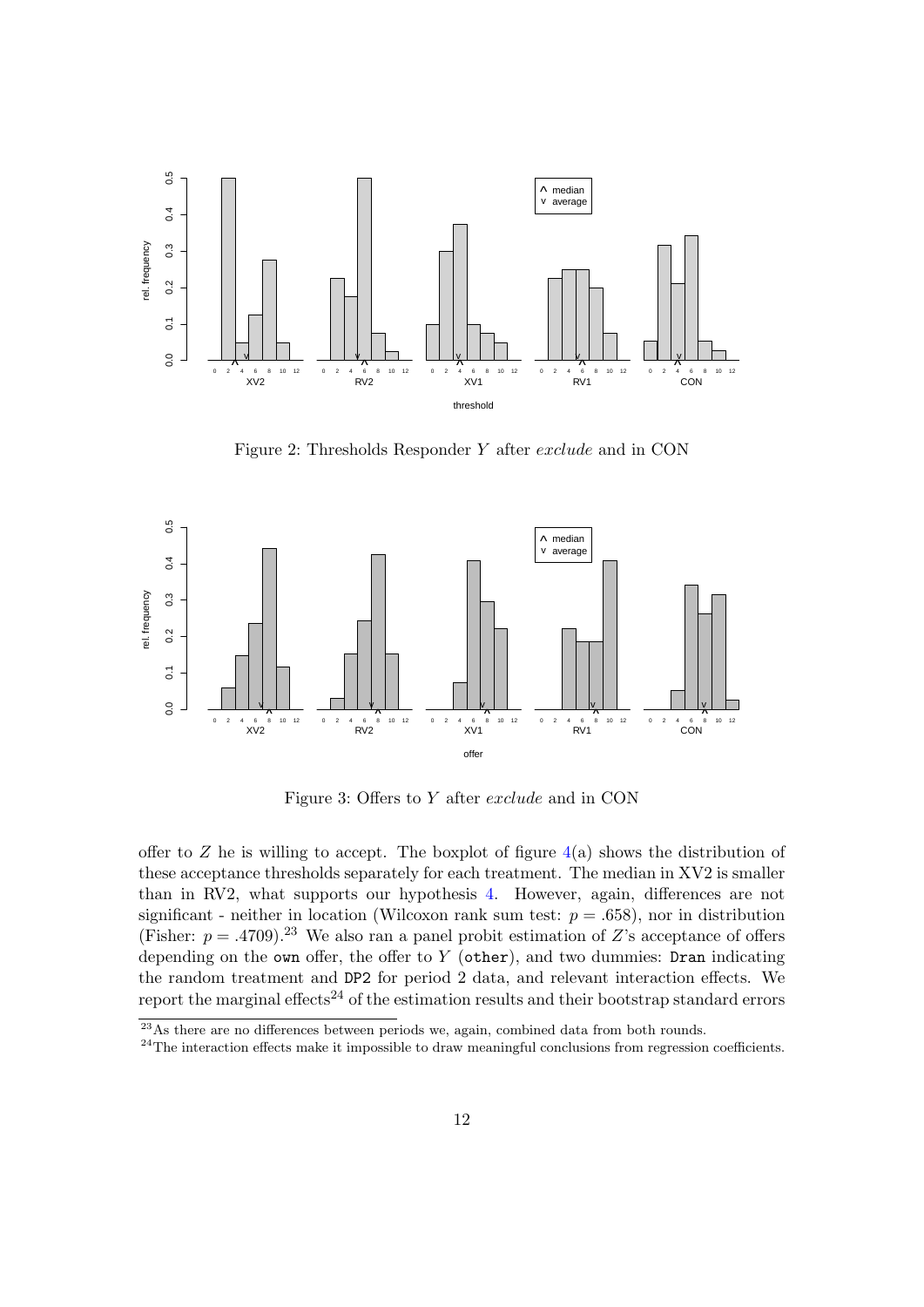Figure 2: Thresholds Responder $Y$ after *exclude* and in CON

Figure 3: Offers to $Y$ after *exclude* and in CON

offer to $Z$ he is willing to accept. The boxplot of figure 4(a) shows the distribution of these acceptance thresholds separately for each treatment. The median in XV2 is smaller than in RV2, what supports our hypothesis 4. However, again, differences are not significant - neither in location (Wilcoxon rank sum test: $p = .658$), nor in distribution (Fisher: $p = .4709$).[23] We also ran a panel probit estimation of $Z$'s acceptance of offers depending on the `own` offer, the offer to $Y$ (`other`), and two dummies: `Dran` indicating the random treatment and `DP2` for period 2 data, and relevant interaction effects. We report the marginal effects[24] of the estimation results and their bootstrap standard errors

[23] As there are no differences between periods we, again, combined data from both rounds.

[24] The interaction effects make it impossible to draw meaningful conclusions from regression coefficients.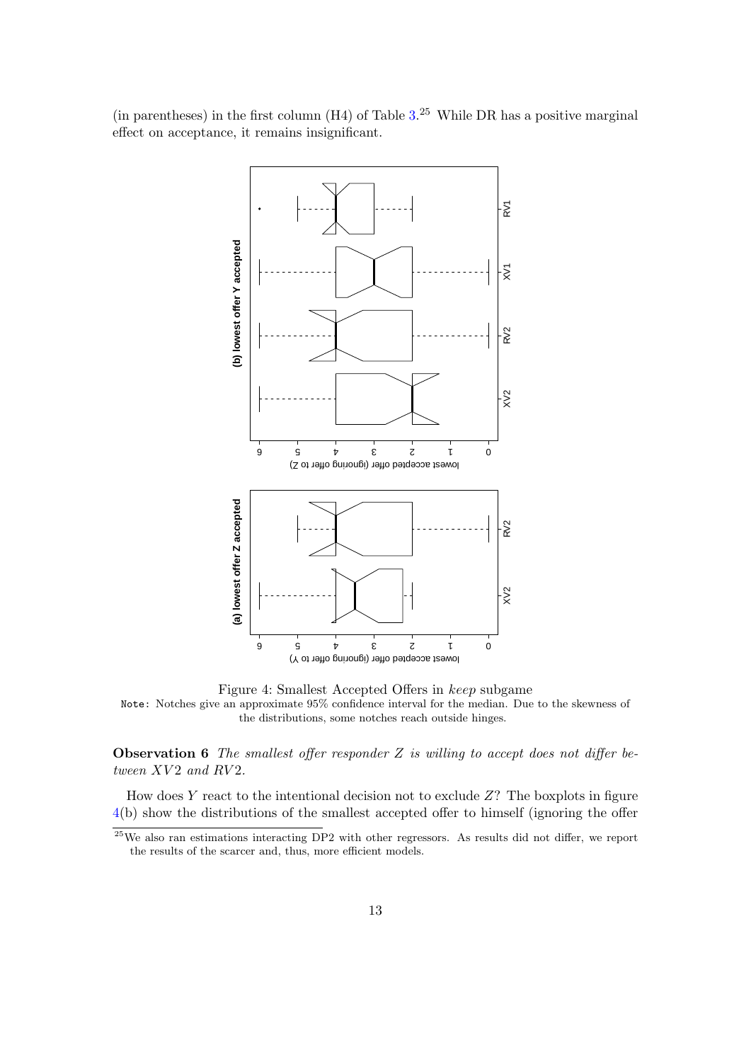(in parentheses) in the first column (H4) of Table 3.[25] While DR has a positive marginal effect on acceptance, it remains insignificant.

Figure 4: Smallest Accepted Offers in *keep* subgame

Note: Notches give an approximate 95% confidence interval for the median. Due to the skewness of the distributions, some notches reach outside hinges.

**Observation 6** *The smallest offer responder Z is willing to accept does not differ between $XV2$ and $RV2$.*

How does $Y$ react to the intentional decision not to exclude $Z$? The boxplots in figure 4(b) show the distributions of the smallest accepted offer to himself (ignoring the offer

[25] We also ran estimations interacting DP2 with other regressors. As results did not differ, we report the results of the scarcer and, thus, more efficient models.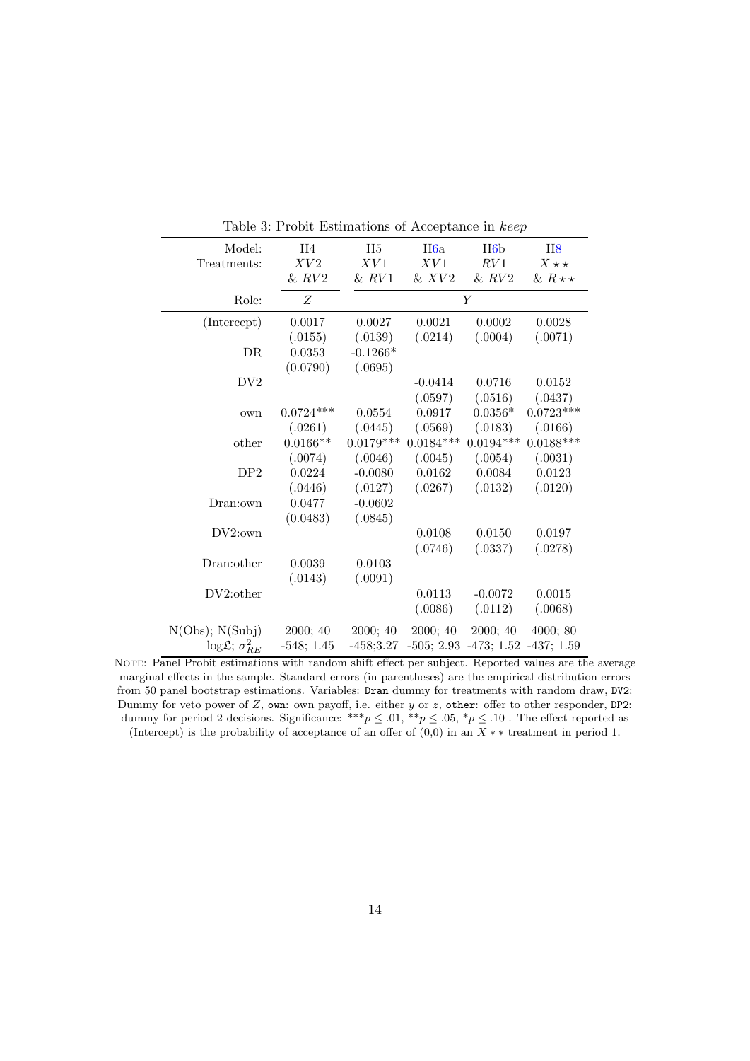Table 3: Probit Estimations of Acceptance in *keep*

| Model: | H4 | H5 | H6a | H6b | H8 |
|---|---|---|---|---|---|
| Treatments: | $XV2$ & $RV2$ | $XV1$ & $RV1$ | $XV1$ & $XV2$ | $RV1$ & $RV2$ | $X\star\star$ & $R\star\star$ |
| Role: | $Z$ | $Y$ | | | |
| (Intercept) | 0.0017 | 0.0027 | 0.0021 | 0.0002 | 0.0028 |
| | (.0155) | (.0139) | (.0214) | (.0004) | (.0071) |
| DR | 0.0353 | -0.1266* | | | |
| | (0.0790) | (.0695) | | | |
| DV2 | | | -0.0414 | 0.0716 | 0.0152 |
| | | | (.0597) | (.0516) | (.0437) |
| own | 0.0724*** | 0.0554 | 0.0917 | 0.0356* | 0.0723*** |
| | (.0261) | (.0445) | (.0569) | (.0183) | (.0166) |
| other | 0.0166** | 0.0179*** | 0.0184*** | 0.0194*** | 0.0188*** |
| | (.0074) | (.0046) | (.0045) | (.0054) | (.0031) |
| DP2 | 0.0224 | -0.0080 | 0.0162 | 0.0084 | 0.0123 |
| | (.0446) | (.0127) | (.0267) | (.0132) | (.0120) |
| Dran:own | 0.0477 | -0.0602 | | | |
| | (0.0483) | (.0845) | | | |
| DV2:own | | | 0.0108 | 0.0150 | 0.0197 |
| | | | (.0746) | (.0337) | (.0278) |
| Dran:other | 0.0039 | 0.0103 | | | |
| | (.0143) | (.0091) | | | |
| DV2:other | | | 0.0113 | -0.0072 | 0.0015 |
| | | | (.0086) | (.0112) | (.0068) |
| N(Obs); N(Subj) | 2000; 40 | 2000; 40 | 2000; 40 | 2000; 40 | 4000; 80 |
| $\log\mathfrak{L}$; $\sigma^2_{RE}$ | -548; 1.45 | -458;3.27 | -505; 2.93 | -473; 1.52 | -437; 1.59 |

NOTE: Panel Probit estimations with random shift effect per subject. Reported values are the average marginal effects in the sample. Standard errors (in parentheses) are the empirical distribution errors from 50 panel bootstrap estimations. Variables: `Dran` dummy for treatments with random draw, `DV2`: Dummy for veto power of $Z$, `own`: own payoff, i.e. either $y$ or $z$, `other`: offer to other responder, `DP2`: dummy for period 2 decisions. Significance: $^{***}p \leq .01$, $^{**}p \leq .05$, $^{*}p \leq .10$ . The effect reported as (Intercept) is the probability of acceptance of an offer of (0,0) in an $X**$ treatment in period 1.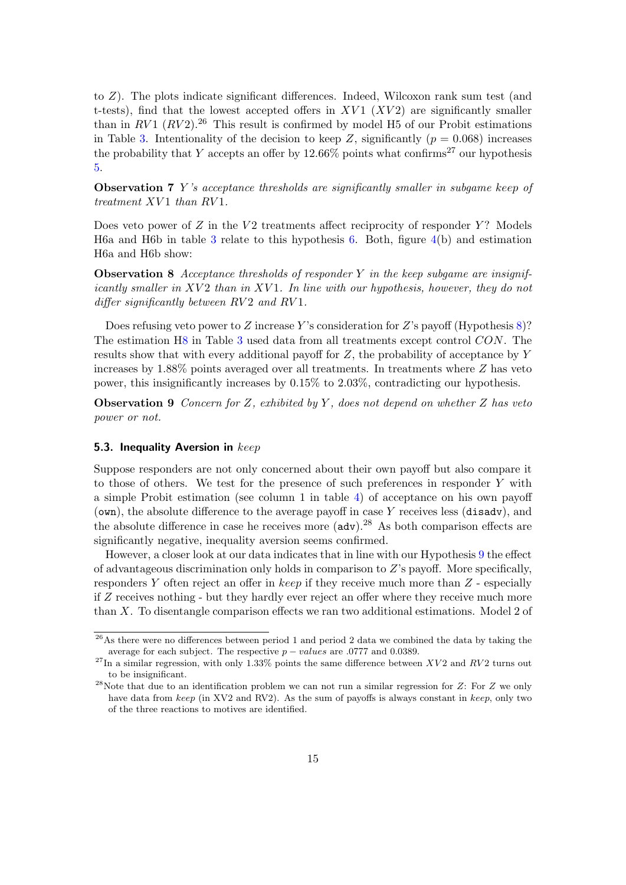to $Z$). The plots indicate significant differences. Indeed, Wilcoxon rank sum test (and t-tests), find that the lowest accepted offers in $XV1$ ($XV2$) are significantly smaller than in $RV1$ ($RV2$).[26] This result is confirmed by model H5 of our Probit estimations in Table 3. Intentionality of the decision to keep $Z$, significantly ($p = 0.068$) increases the probability that $Y$ accepts an offer by 12.66% points what confirms[27] our hypothesis 5.

**Observation 7** *$Y$'s acceptance thresholds are significantly smaller in subgame keep of treatment $XV1$ than $RV1$.*

Does veto power of $Z$ in the $V2$ treatments affect reciprocity of responder $Y$? Models H6a and H6b in table 3 relate to this hypothesis 6. Both, figure 4(b) and estimation H6a and H6b show:

**Observation 8** *Acceptance thresholds of responder $Y$ in the keep subgame are insignificantly smaller in $XV2$ than in $XV1$. In line with our hypothesis, however, they do not differ significantly between $RV2$ and $RV1$.*

Does refusing veto power to $Z$ increase $Y$'s consideration for $Z$'s payoff (Hypothesis 8)? The estimation H8 in Table 3 used data from all treatments except control $CON$. The results show that with every additional payoff for $Z$, the probability of acceptance by $Y$ increases by 1.88% points averaged over all treatments. In treatments where $Z$ has veto power, this insignificantly increases by 0.15% to 2.03%, contradicting our hypothesis.

**Observation 9** *Concern for $Z$, exhibited by $Y$, does not depend on whether $Z$ has veto power or not.*

### 5.3. Inequality Aversion in *keep*

Suppose responders are not only concerned about their own payoff but also compare it to those of others. We test for the presence of such preferences in responder $Y$ with a simple Probit estimation (see column 1 in table 4) of acceptance on his own payoff (`own`), the absolute difference to the average payoff in case $Y$ receives less (`disadv`), and the absolute difference in case he receives more (`adv`).[28] As both comparison effects are significantly negative, inequality aversion seems confirmed.

However, a closer look at our data indicates that in line with our Hypothesis 9 the effect of advantageous discrimination only holds in comparison to $Z$'s payoff. More specifically, responders $Y$ often reject an offer in *keep* if they receive much more than $Z$ - especially if $Z$ receives nothing - but they hardly ever reject an offer where they receive much more than $X$. To disentangle comparison effects we ran two additional estimations. Model 2 of

[26] As there were no differences between period 1 and period 2 data we combined the data by taking the average for each subject. The respective $p - values$ are .0777 and 0.0389.

[27] In a similar regression, with only 1.33% points the same difference between $XV2$ and $RV2$ turns out to be insignificant.

[28] Note that due to an identification problem we can not run a similar regression for $Z$: For $Z$ we only have data from *keep* (in XV2 and RV2). As the sum of payoffs is always constant in *keep*, only two of the three reactions to motives are identified.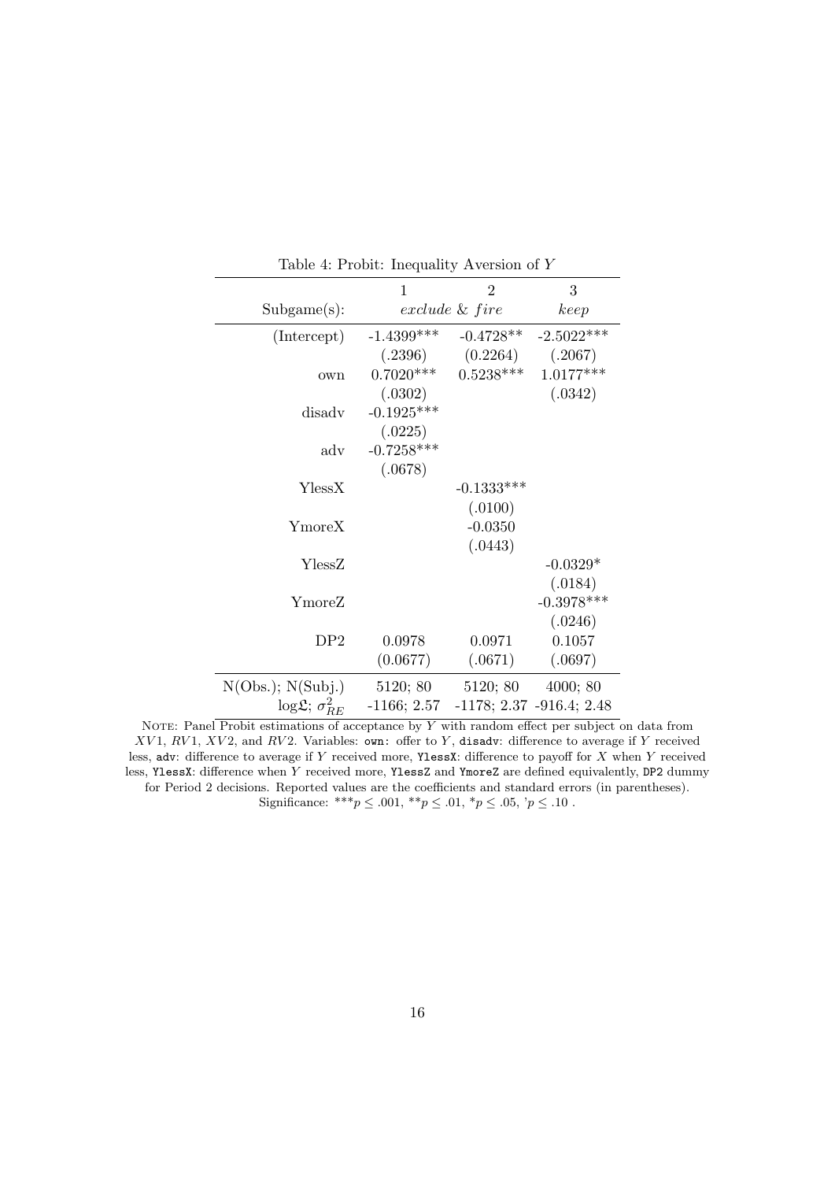Table 4: Probit: Inequality Aversion of $Y$

| | 1 | 2 | 3 |
|---|---|---|---|
| Subgame(s): | *exclude* & *fire* | | *keep* |
| (Intercept) | -1.4399*** | -0.4728** | -2.5022*** |
| | (.2396) | (0.2264) | (.2067) |
| own | 0.7020*** | 0.5238*** | 1.0177*** |
| | (.0302) | | (.0342) |
| disadv | -0.1925*** | | |
| | (.0225) | | |
| adv | -0.7258*** | | |
| | (.0678) | | |
| YlessX | | -0.1333*** | |
| | | (.0100) | |
| YmoreX | | -0.0350 | |
| | | (.0443) | |
| YlessZ | | | -0.0329* |
| | | | (.0184) |
| YmoreZ | | | -0.3978*** |
| | | | (.0246) |
| DP2 | 0.0978 | 0.0971 | 0.1057 |
| | (0.0677) | (.0671) | (.0697) |
| N(Obs.); N(Subj.) | 5120; 80 | 5120; 80 | 4000; 80 |
| $\log\mathfrak{L}$; $\sigma^2_{RE}$ | -1166; 2.57 | -1178; 2.37 | -916.4; 2.48 |

NOTE: Panel Probit estimations of acceptance by $Y$ with random effect per subject on data from $XV1$, $RV1$, $XV2$, and $RV2$. Variables: `own`: offer to $Y$, `disadv`: difference to average if $Y$ received less, `adv`: difference to average if $Y$ received more, `YlessX`: difference to payoff for $X$ when $Y$ received less, `YlessX`: difference when $Y$ received more, `YlessZ` and `YmoreZ` are defined equivalently, `DP2` dummy for Period 2 decisions. Reported values are the coefficients and standard errors (in parentheses). Significance: $^{***}p \leq .001$, $^{**}p \leq .01$, $^{*}p \leq .05$, $'p \leq .10$ .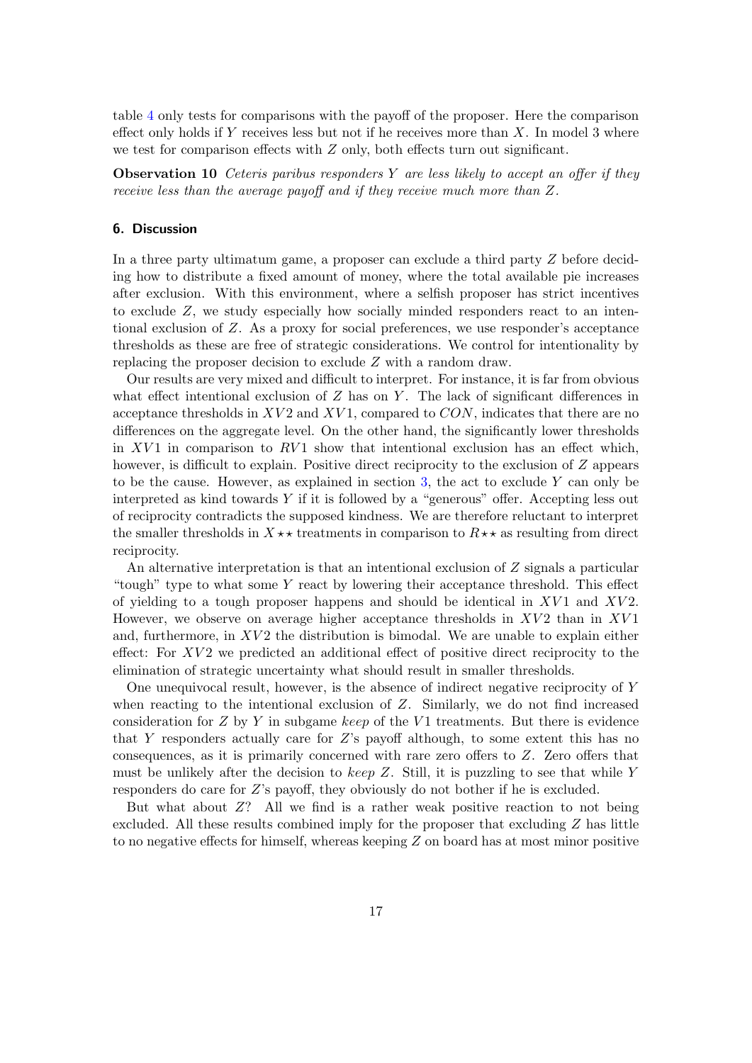table 4 only tests for comparisons with the payoff of the proposer. Here the comparison effect only holds if $Y$ receives less but not if he receives more than $X$. In model 3 where we test for comparison effects with $Z$ only, both effects turn out significant.

**Observation 10** *Ceteris paribus responders $Y$ are less likely to accept an offer if they receive less than the average payoff and if they receive much more than $Z$.*

## 6. Discussion

In a three party ultimatum game, a proposer can exclude a third party $Z$ before deciding how to distribute a fixed amount of money, where the total available pie increases after exclusion. With this environment, where a selfish proposer has strict incentives to exclude $Z$, we study especially how socially minded responders react to an intentional exclusion of $Z$. As a proxy for social preferences, we use responder's acceptance thresholds as these are free of strategic considerations. We control for intentionality by replacing the proposer decision to exclude $Z$ with a random draw.

Our results are very mixed and difficult to interpret. For instance, it is far from obvious what effect intentional exclusion of $Z$ has on $Y$. The lack of significant differences in acceptance thresholds in $XV2$ and $XV1$, compared to $CON$, indicates that there are no differences on the aggregate level. On the other hand, the significantly lower thresholds in $XV1$ in comparison to $RV1$ show that intentional exclusion has an effect which, however, is difficult to explain. Positive direct reciprocity to the exclusion of $Z$ appears to be the cause. However, as explained in section 3, the act to exclude $Y$ can only be interpreted as kind towards $Y$ if it is followed by a "generous" offer. Accepting less out of reciprocity contradicts the supposed kindness. We are therefore reluctant to interpret the smaller thresholds in $X\star\star$ treatments in comparison to $R\star\star$ as resulting from direct reciprocity.

An alternative interpretation is that an intentional exclusion of $Z$ signals a particular "tough" type to what some $Y$ react by lowering their acceptance threshold. This effect of yielding to a tough proposer happens and should be identical in $XV1$ and $XV2$. However, we observe on average higher acceptance thresholds in $XV2$ than in $XV1$ and, furthermore, in $XV2$ the distribution is bimodal. We are unable to explain either effect: For $XV2$ we predicted an additional effect of positive direct reciprocity to the elimination of strategic uncertainty what should result in smaller thresholds.

One unequivocal result, however, is the absence of indirect negative reciprocity of $Y$ when reacting to the intentional exclusion of $Z$. Similarly, we do not find increased consideration for $Z$ by $Y$ in subgame *keep* of the $V1$ treatments. But there is evidence that $Y$ responders actually care for $Z$'s payoff although, to some extent this has no consequences, as it is primarily concerned with rare zero offers to $Z$. Zero offers that must be unlikely after the decision to *keep* $Z$. Still, it is puzzling to see that while $Y$ responders do care for $Z$'s payoff, they obviously do not bother if he is excluded.

But what about $Z$? All we find is a rather weak positive reaction to not being excluded. All these results combined imply for the proposer that excluding $Z$ has little to no negative effects for himself, whereas keeping $Z$ on board has at most minor positive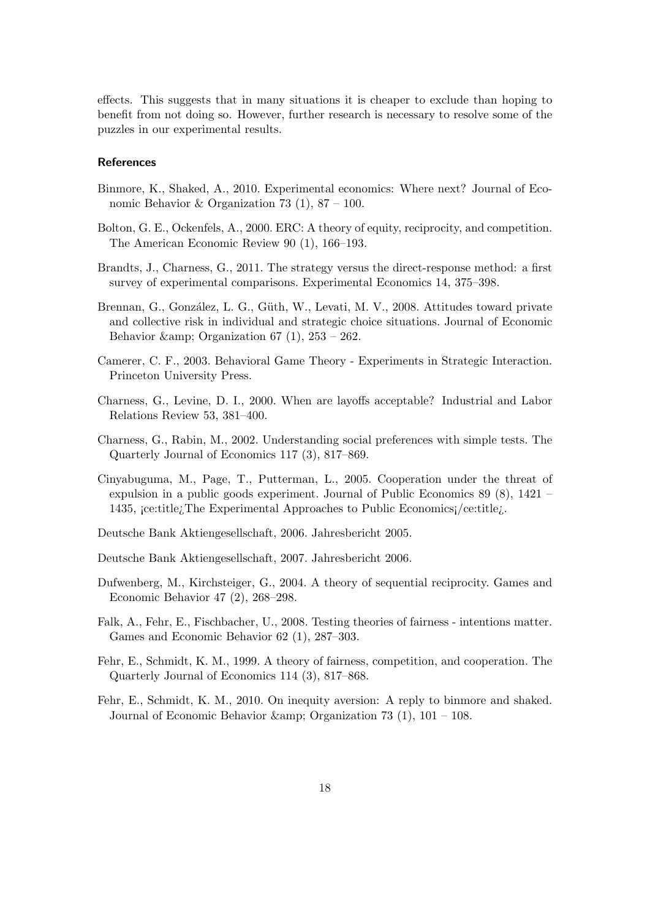effects. This suggests that in many situations it is cheaper to exclude than hoping to benefit from not doing so. However, further research is necessary to resolve some of the puzzles in our experimental results.

## References

Binmore, K., Shaked, A., 2010. Experimental economics: Where next? Journal of Economic Behavior & Organization 73 (1), 87 – 100.

Bolton, G. E., Ockenfels, A., 2000. ERC: A theory of equity, reciprocity, and competition. The American Economic Review 90 (1), 166–193.

Brandts, J., Charness, G., 2011. The strategy versus the direct-response method: a first survey of experimental comparisons. Experimental Economics 14, 375–398.

Brennan, G., González, L. G., Güth, W., Levati, M. V., 2008. Attitudes toward private and collective risk in individual and strategic choice situations. Journal of Economic Behavior &amp; Organization 67 (1), 253 – 262.

Camerer, C. F., 2003. Behavioral Game Theory - Experiments in Strategic Interaction. Princeton University Press.

Charness, G., Levine, D. I., 2000. When are layoffs acceptable? Industrial and Labor Relations Review 53, 381–400.

Charness, G., Rabin, M., 2002. Understanding social preferences with simple tests. The Quarterly Journal of Economics 117 (3), 817–869.

Cinyabuguma, M., Page, T., Putterman, L., 2005. Cooperation under the threat of expulsion in a public goods experiment. Journal of Public Economics 89 (8), 1421 – 1435, ¡ce:title¿The Experimental Approaches to Public Economics¡/ce:title¿.

Deutsche Bank Aktiengesellschaft, 2006. Jahresbericht 2005.

Deutsche Bank Aktiengesellschaft, 2007. Jahresbericht 2006.

Dufwenberg, M., Kirchsteiger, G., 2004. A theory of sequential reciprocity. Games and Economic Behavior 47 (2), 268–298.

Falk, A., Fehr, E., Fischbacher, U., 2008. Testing theories of fairness - intentions matter. Games and Economic Behavior 62 (1), 287–303.

Fehr, E., Schmidt, K. M., 1999. A theory of fairness, competition, and cooperation. The Quarterly Journal of Economics 114 (3), 817–868.

Fehr, E., Schmidt, K. M., 2010. On inequity aversion: A reply to binmore and shaked. Journal of Economic Behavior &amp; Organization 73 (1), 101 – 108.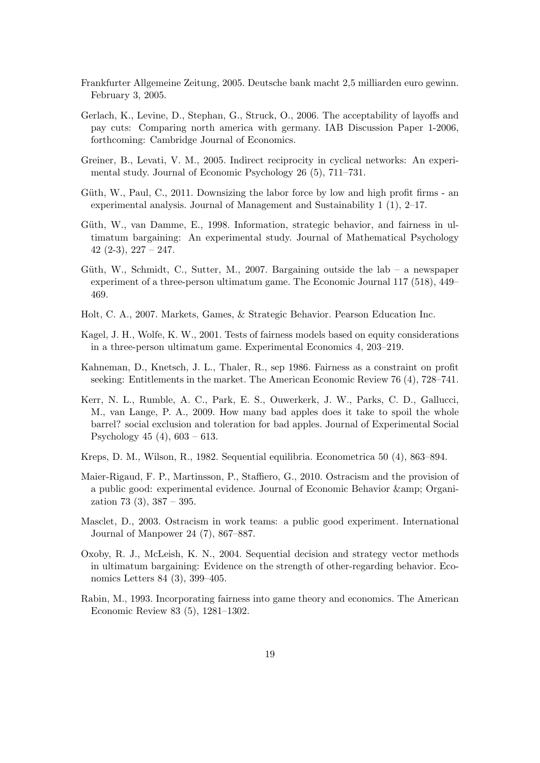Frankfurter Allgemeine Zeitung, 2005. Deutsche bank macht 2,5 milliarden euro gewinn. February 3, 2005.

Gerlach, K., Levine, D., Stephan, G., Struck, O., 2006. The acceptability of layoffs and pay cuts: Comparing north america with germany. IAB Discussion Paper 1-2006, forthcoming: Cambridge Journal of Economics.

Greiner, B., Levati, V. M., 2005. Indirect reciprocity in cyclical networks: An experimental study. Journal of Economic Psychology 26 (5), 711–731.

Güth, W., Paul, C., 2011. Downsizing the labor force by low and high profit firms - an experimental analysis. Journal of Management and Sustainability 1 (1), 2–17.

Güth, W., van Damme, E., 1998. Information, strategic behavior, and fairness in ultimatum bargaining: An experimental study. Journal of Mathematical Psychology 42 (2-3), 227 – 247.

Güth, W., Schmidt, C., Sutter, M., 2007. Bargaining outside the lab – a newspaper experiment of a three-person ultimatum game. The Economic Journal 117 (518), 449–469.

Holt, C. A., 2007. Markets, Games, & Strategic Behavior. Pearson Education Inc.

Kagel, J. H., Wolfe, K. W., 2001. Tests of fairness models based on equity considerations in a three-person ultimatum game. Experimental Economics 4, 203–219.

Kahneman, D., Knetsch, J. L., Thaler, R., sep 1986. Fairness as a constraint on profit seeking: Entitlements in the market. The American Economic Review 76 (4), 728–741.

Kerr, N. L., Rumble, A. C., Park, E. S., Ouwerkerk, J. W., Parks, C. D., Gallucci, M., van Lange, P. A., 2009. How many bad apples does it take to spoil the whole barrel? social exclusion and toleration for bad apples. Journal of Experimental Social Psychology 45 (4), 603 – 613.

Kreps, D. M., Wilson, R., 1982. Sequential equilibria. Econometrica 50 (4), 863–894.

Maier-Rigaud, F. P., Martinsson, P., Staffiero, G., 2010. Ostracism and the provision of a public good: experimental evidence. Journal of Economic Behavior &amp; Organization 73 (3), 387 – 395.

Masclet, D., 2003. Ostracism in work teams: a public good experiment. International Journal of Manpower 24 (7), 867–887.

Oxoby, R. J., McLeish, K. N., 2004. Sequential decision and strategy vector methods in ultimatum bargaining: Evidence on the strength of other-regarding behavior. Economics Letters 84 (3), 399–405.

Rabin, M., 1993. Incorporating fairness into game theory and economics. The American Economic Review 83 (5), 1281–1302.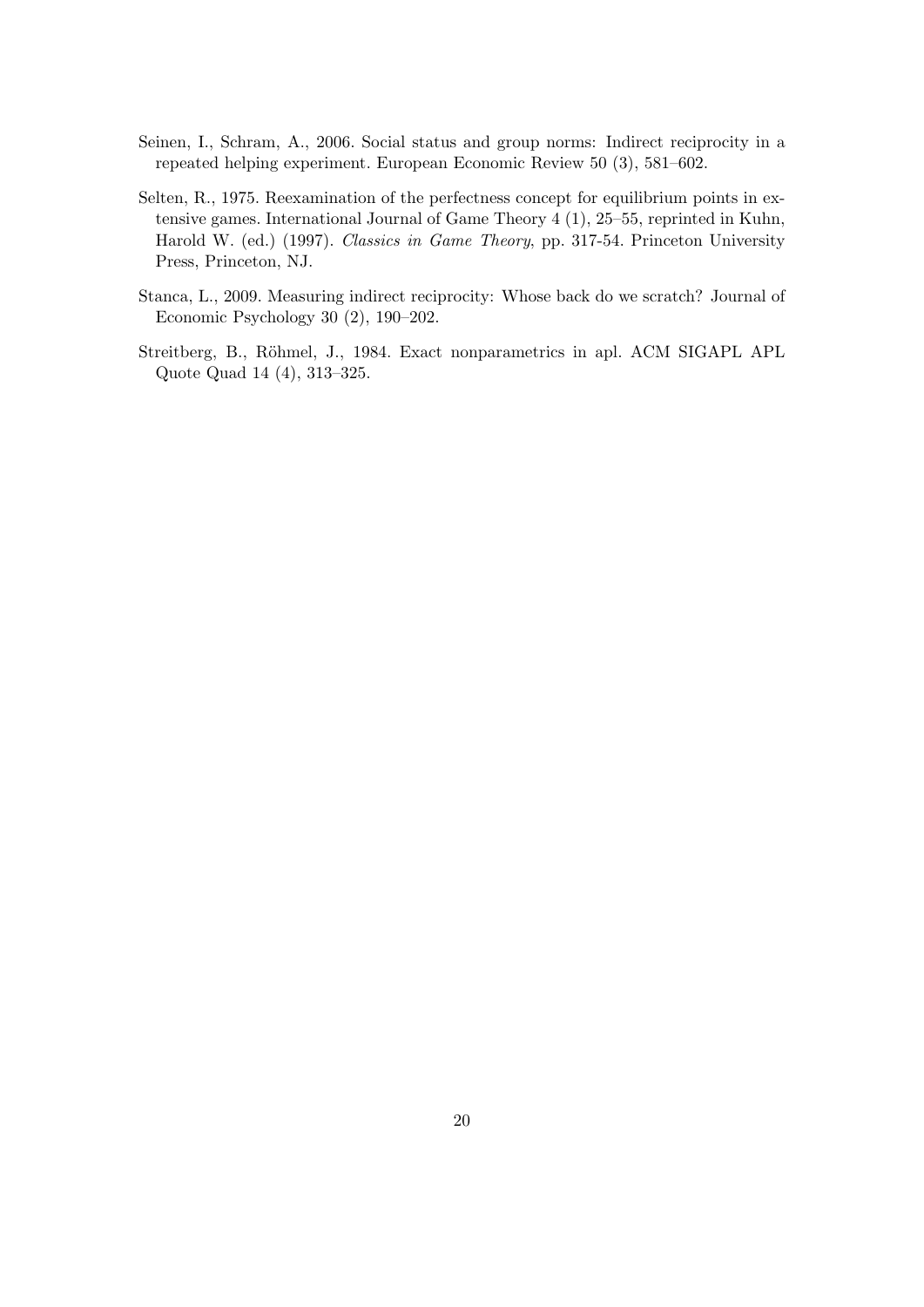Seinen, I., Schram, A., 2006. Social status and group norms: Indirect reciprocity in a repeated helping experiment. European Economic Review 50 (3), 581–602.

Selten, R., 1975. Reexamination of the perfectness concept for equilibrium points in extensive games. International Journal of Game Theory 4 (1), 25–55, reprinted in Kuhn, Harold W. (ed.) (1997). *Classics in Game Theory*, pp. 317-54. Princeton University Press, Princeton, NJ.

Stanca, L., 2009. Measuring indirect reciprocity: Whose back do we scratch? Journal of Economic Psychology 30 (2), 190–202.

Streitberg, B., Röhmel, J., 1984. Exact nonparametrics in apl. ACM SIGAPL APL Quote Quad 14 (4), 313–325.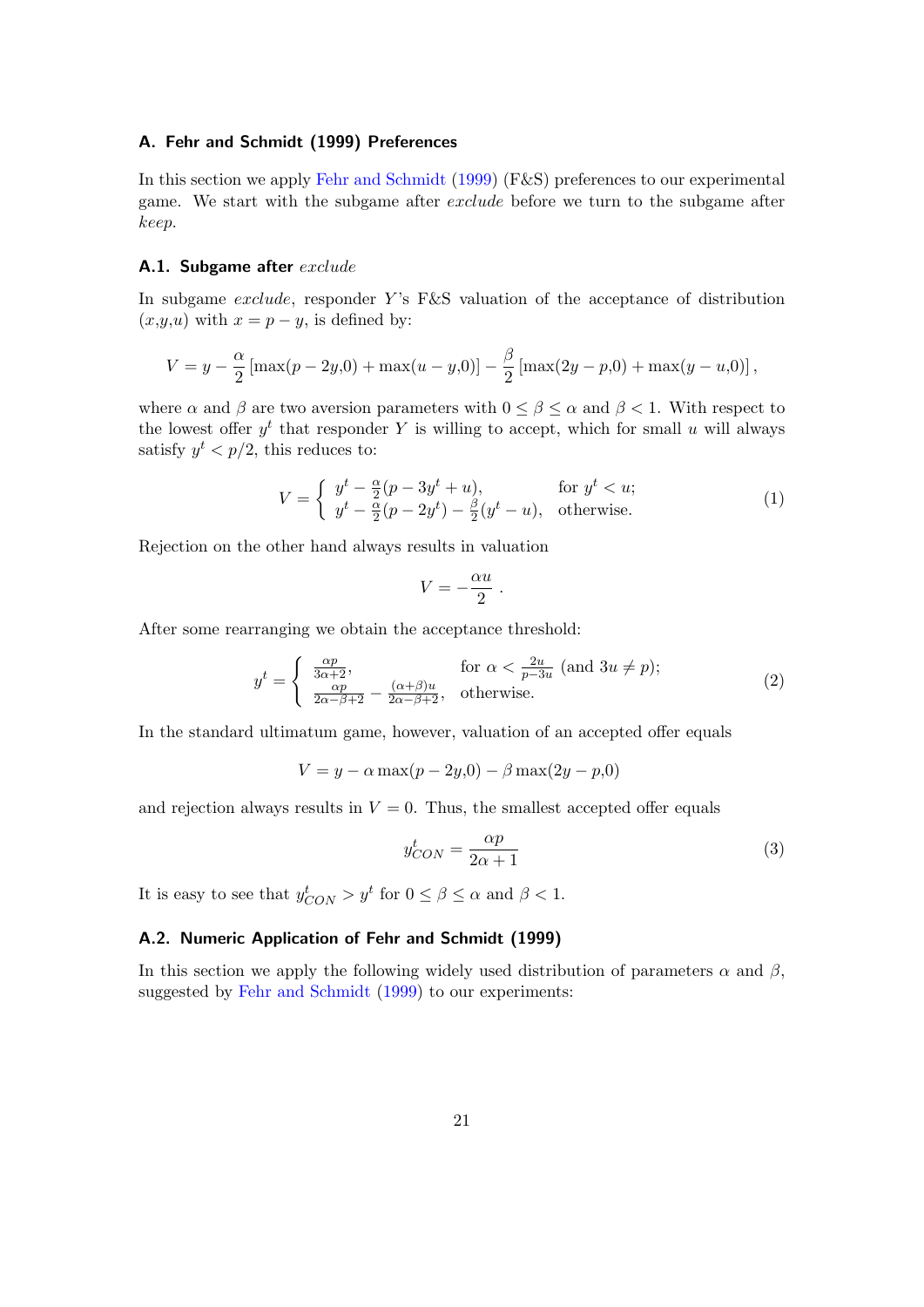## A. Fehr and Schmidt (1999) Preferences

In this section we apply Fehr and Schmidt (1999) (F&S) preferences to our experimental game. We start with the subgame after *exclude* before we turn to the subgame after *keep*.

### A.1. Subgame after *exclude*

In subgame *exclude*, responder $Y$'s F&S valuation of the acceptance of distribution $(x,y,u)$ with $x = p - y$, is defined by:

$$V = y - \frac{\alpha}{2}\left[\max(p-2y,0) + \max(u-y,0)\right] - \frac{\beta}{2}\left[\max(2y-p,0) + \max(y-u,0)\right],$$

where $\alpha$ and $\beta$ are two aversion parameters with $0 \leq \beta \leq \alpha$ and $\beta < 1$. With respect to the lowest offer $y^t$ that responder $Y$ is willing to accept, which for small $u$ will always satisfy $y^t < p/2$, this reduces to:

$$V = \begin{cases} y^t - \frac{\alpha}{2}(p - 3y^t + u), & \text{for } y^t < u; \\ y^t - \frac{\alpha}{2}(p - 2y^t) - \frac{\beta}{2}(y^t - u), & \text{otherwise.} \end{cases} \tag{1}$$

Rejection on the other hand always results in valuation

$$V = -\frac{\alpha u}{2}\,.$$

After some rearranging we obtain the acceptance threshold:

$$y^t = \begin{cases} \frac{\alpha p}{3\alpha+2}, & \text{for } \alpha < \frac{2u}{p-3u} \text{ (and } 3u \neq p\text{);} \\ \frac{\alpha p}{2\alpha-\beta+2} - \frac{(\alpha+\beta)u}{2\alpha-\beta+2}, & \text{otherwise.} \end{cases} \tag{2}$$

In the standard ultimatum game, however, valuation of an accepted offer equals

$$V = y - \alpha\max(p-2y,0) - \beta\max(2y-p,0)$$

and rejection always results in $V = 0$. Thus, the smallest accepted offer equals

$$y^t_{CON} = \frac{\alpha p}{2\alpha + 1} \tag{3}$$

It is easy to see that $y^t_{CON} > y^t$ for $0 \leq \beta \leq \alpha$ and $\beta < 1$.

### A.2. Numeric Application of Fehr and Schmidt (1999)

In this section we apply the following widely used distribution of parameters $\alpha$ and $\beta$, suggested by Fehr and Schmidt (1999) to our experiments: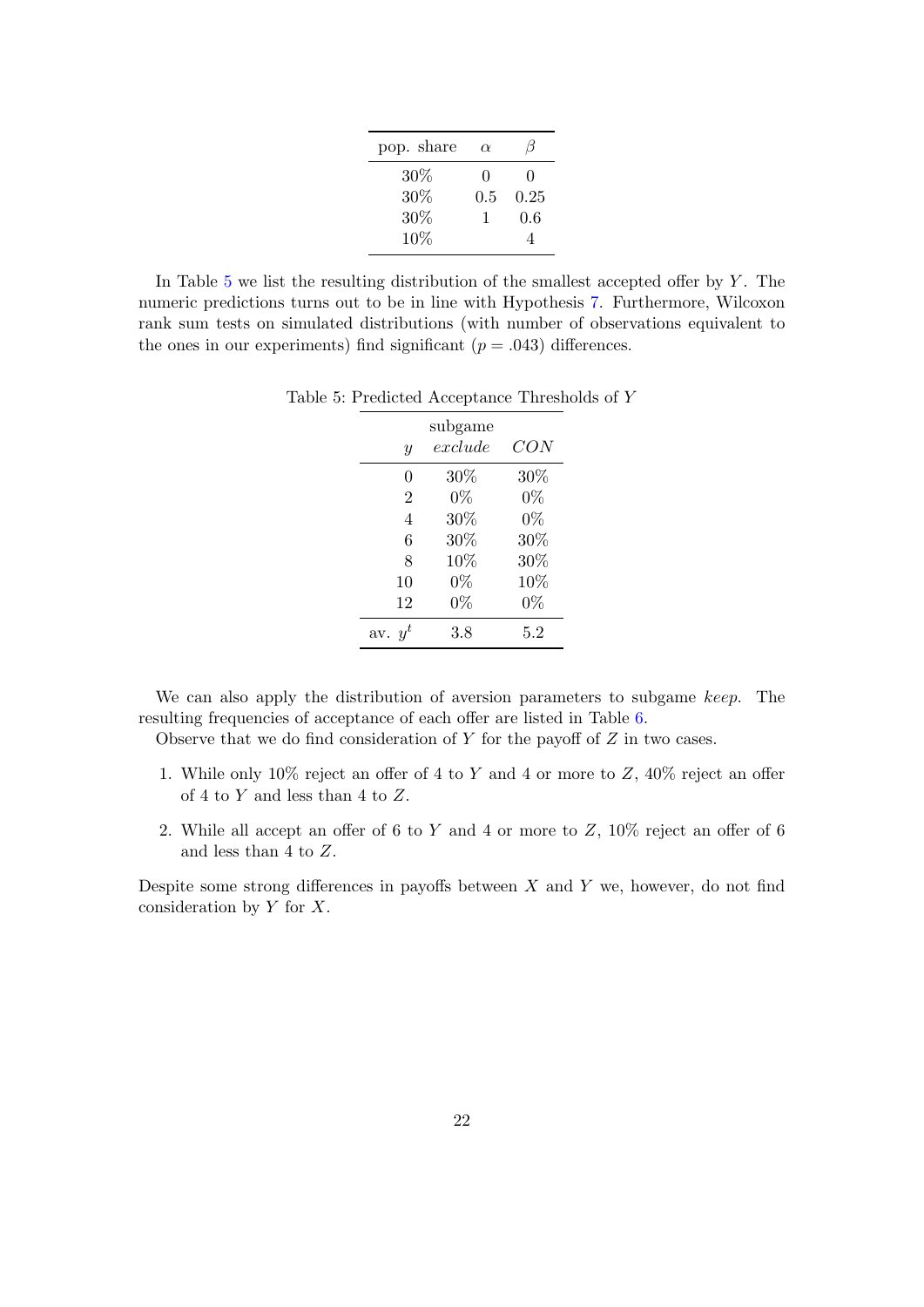| pop. share | $\alpha$ | $\beta$ |
|---|---|---|
| 30% | 0 | 0 |
| 30% | 0.5 | 0.25 |
| 30% | 1 | 0.6 |
| 10% | | 4 |

In Table 5 we list the resulting distribution of the smallest accepted offer by $Y$. The numeric predictions turns out to be in line with Hypothesis 7. Furthermore, Wilcoxon rank sum tests on simulated distributions (with number of observations equivalent to the ones in our experiments) find significant ($p = .043$) differences.

Table 5: Predicted Acceptance Thresholds of $Y$

| $y$ | subgame *exclude* | *CON* |
|---|---|---|
| 0 | 30% | 30% |
| 2 | 0% | 0% |
| 4 | 30% | 0% |
| 6 | 30% | 30% |
| 8 | 10% | 30% |
| 10 | 0% | 10% |
| 12 | 0% | 0% |
| av. $y^t$ | 3.8 | 5.2 |

We can also apply the distribution of aversion parameters to subgame *keep*. The resulting frequencies of acceptance of each offer are listed in Table 6.

Observe that we do find consideration of $Y$ for the payoff of $Z$ in two cases.

1. While only 10% reject an offer of 4 to $Y$ and 4 or more to $Z$, 40% reject an offer of 4 to $Y$ and less than 4 to $Z$.
2. While all accept an offer of 6 to $Y$ and 4 or more to $Z$, 10% reject an offer of 6 and less than 4 to $Z$.

Despite some strong differences in payoffs between $X$ and $Y$ we, however, do not find consideration by $Y$ for $X$.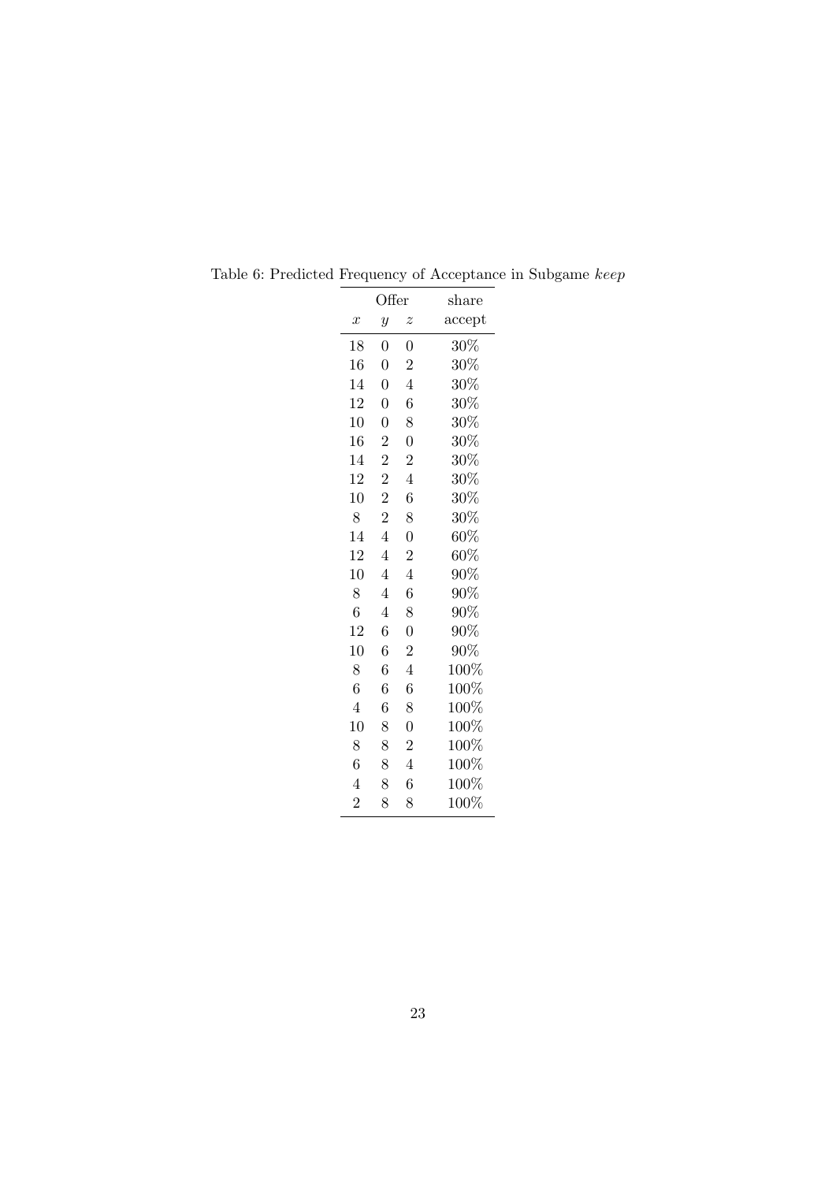Table 6: Predicted Frequency of Acceptance in Subgame *keep*

| Offer | | | share |
|---|---|---|---|
| $x$ | $y$ | $z$ | accept |
| 18 | 0 | 0 | 30% |
| 16 | 0 | 2 | 30% |
| 14 | 0 | 4 | 30% |
| 12 | 0 | 6 | 30% |
| 10 | 0 | 8 | 30% |
| 16 | 2 | 0 | 30% |
| 14 | 2 | 2 | 30% |
| 12 | 2 | 4 | 30% |
| 10 | 2 | 6 | 30% |
| 8 | 2 | 8 | 30% |
| 14 | 4 | 0 | 60% |
| 12 | 4 | 2 | 60% |
| 10 | 4 | 4 | 90% |
| 8 | 4 | 6 | 90% |
| 6 | 4 | 8 | 90% |
| 12 | 6 | 0 | 90% |
| 10 | 6 | 2 | 90% |
| 8 | 6 | 4 | 100% |
| 6 | 6 | 6 | 100% |
| 4 | 6 | 8 | 100% |
| 10 | 8 | 0 | 100% |
| 8 | 8 | 2 | 100% |
| 6 | 8 | 4 | 100% |
| 4 | 8 | 6 | 100% |
| 2 | 8 | 8 | 100% |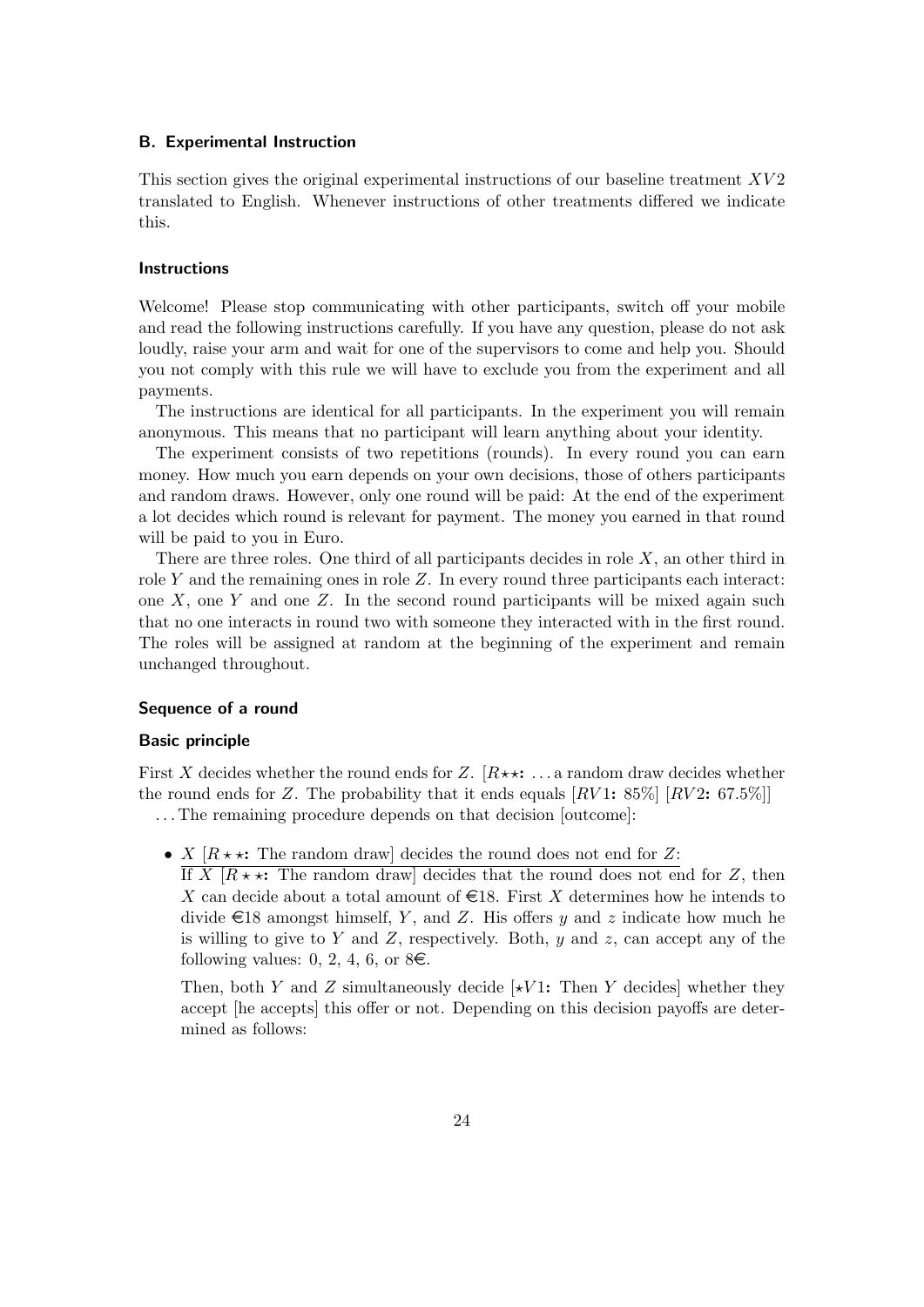## B. Experimental Instruction

This section gives the original experimental instructions of our baseline treatment $XV2$ translated to English. Whenever instructions of other treatments differed we indicate this.

### Instructions

Welcome! Please stop communicating with other participants, switch off your mobile and read the following instructions carefully. If you have any question, please do not ask loudly, raise your arm and wait for one of the supervisors to come and help you. Should you not comply with this rule we will have to exclude you from the experiment and all payments.

The instructions are identical for all participants. In the experiment you will remain anonymous. This means that no participant will learn anything about your identity.

The experiment consists of two repetitions (rounds). In every round you can earn money. How much you earn depends on your own decisions, those of others participants and random draws. However, only one round will be paid: At the end of the experiment a lot decides which round is relevant for payment. The money you earned in that round will be paid to you in Euro.

There are three roles. One third of all participants decides in role $X$, an other third in role $Y$ and the remaining ones in role $Z$. In every round three participants each interact: one $X$, one $Y$ and one $Z$. In the second round participants will be mixed again such that no one interacts in round two with someone they interacted with in the first round. The roles will be assigned at random at the beginning of the experiment and remain unchanged throughout.

### Sequence of a round

#### Basic principle

First $X$ decides whether the round ends for $Z$. [$R\star\star$**:** ... a random draw decides whether the round ends for $Z$. The probability that it ends equals [$RV1$**:** 85%] [$RV2$**:** 67.5%]] ... The remaining procedure depends on that decision [outcome]:

- $X$ [$R\star\star$**:** The random draw] decides the round does not end for $Z$:
  If $X$ [$R\star\star$**:** The random draw] decides that the round does not end for $Z$, then $X$ can decide about a total amount of €18. First $X$ determines how he intends to divide €18 amongst himself, $Y$, and $Z$. His offers $y$ and $z$ indicate how much he is willing to give to $Y$ and $Z$, respectively. Both, $y$ and $z$, can accept any of the following values: 0, 2, 4, 6, or 8€.

  Then, both $Y$ and $Z$ simultaneously decide [$\star V1$**:** Then $Y$ decides] whether they accept [he accepts] this offer or not. Depending on this decision payoffs are determined as follows: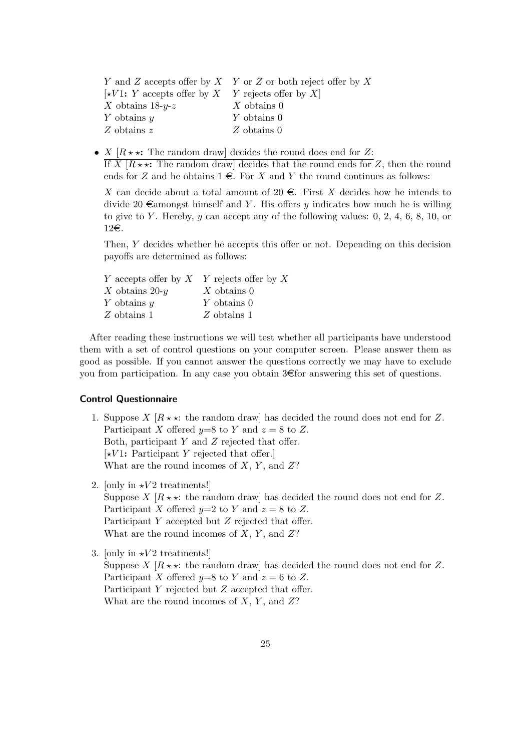| $Y$ and $Z$ accepts offer by $X$ | $Y$ or $Z$ or both reject offer by $X$ |
|---|---|
| [$\star V1$: $Y$ accepts offer by $X$ | $Y$ rejects offer by $X$] |
| $X$ obtains 18-$y$-$z$ | $X$ obtains 0 |
| $Y$ obtains $y$ | $Y$ obtains 0 |
| $Z$ obtains $z$ | $Z$ obtains 0 |

- <u>$X$ [$R\star\star$: The random draw] decides the round does end for $Z$:</u>
  <u>If $X$ [$R\star\star$: The random draw] decides that the round ends for $Z$</u>, then the round ends for $Z$ and he obtains 1 €. For $X$ and $Y$ the round continues as follows:

  $X$ can decide about a total amount of 20 €. First $X$ decides how he intends to divide 20 €amongst himself and $Y$. His offers $y$ indicates how much he is willing to give to $Y$. Hereby, $y$ can accept any of the following values: 0, 2, 4, 6, 8, 10, or 12€.

  Then, $Y$ decides whether he accepts this offer or not. Depending on this decision payoffs are determined as follows:

| $Y$ accepts offer by $X$ | $Y$ rejects offer by $X$ |
|---|---|
| $X$ obtains 20-$y$ | $X$ obtains 0 |
| $Y$ obtains $y$ | $Y$ obtains 0 |
| $Z$ obtains 1 | $Z$ obtains 1 |

After reading these instructions we will test whether all participants have understood them with a set of control questions on your computer screen. Please answer them as good as possible. If you cannot answer the questions correctly we may have to exclude you from participation. In any case you obtain 3€for answering this set of questions.

### Control Questionnaire

1. Suppose $X$ [$R\star\star$: the random draw] has decided the round does not end for $Z$.
   Participant $X$ offered $y$=8 to $Y$ and $z = 8$ to $Z$.
   Both, participant $Y$ and $Z$ rejected that offer.
   [$\star V1$: Participant $Y$ rejected that offer.]
   What are the round incomes of $X$, $Y$, and $Z$?

2. [only in $\star V2$ treatments!]
   Suppose $X$ [$R\star\star$: the random draw] has decided the round does not end for $Z$.
   Participant $X$ offered $y$=2 to $Y$ and $z = 8$ to $Z$.
   Participant $Y$ accepted but $Z$ rejected that offer.
   What are the round incomes of $X$, $Y$, and $Z$?

3. [only in $\star V2$ treatments!]
   Suppose $X$ [$R\star\star$: the random draw] has decided the round does not end for $Z$.
   Participant $X$ offered $y$=8 to $Y$ and $z = 6$ to $Z$.
   Participant $Y$ rejected but $Z$ accepted that offer.
   What are the round incomes of $X$, $Y$, and $Z$?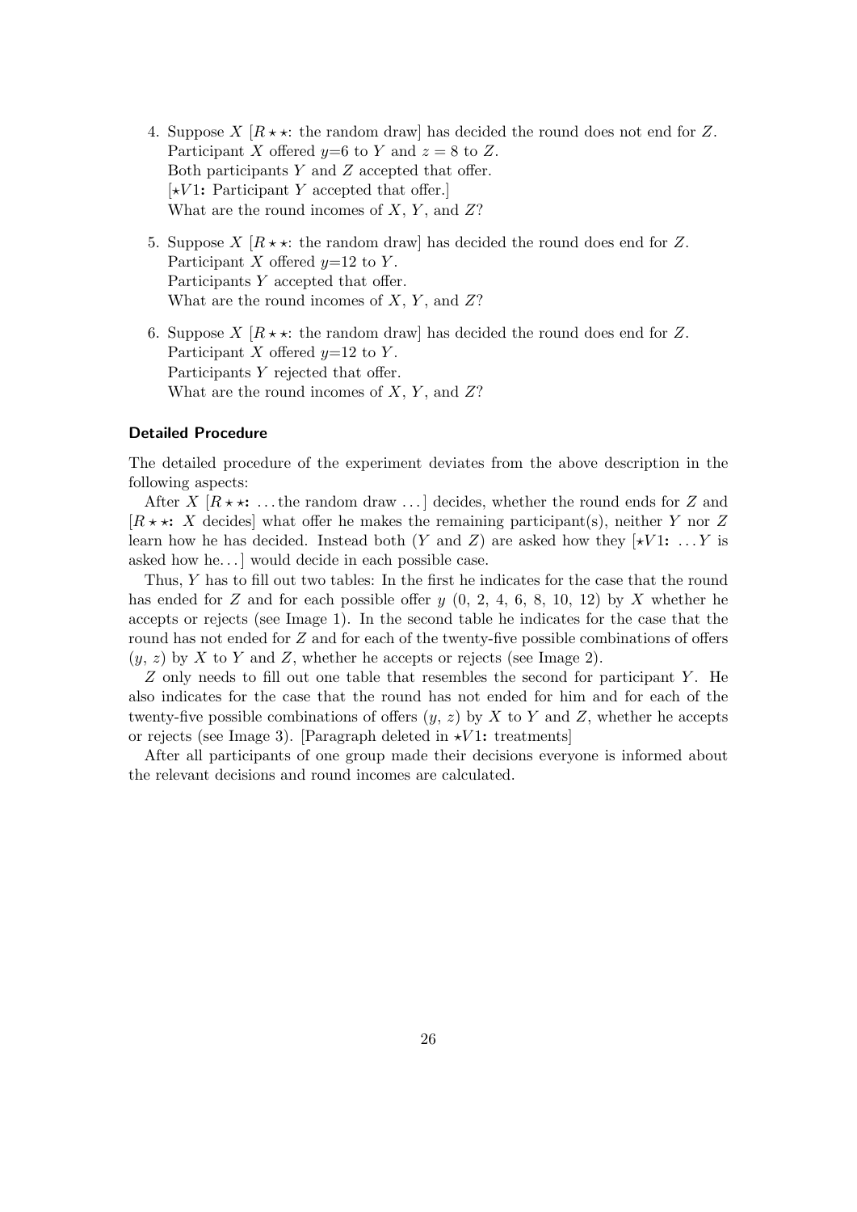4. Suppose $X$ [$R\star\star$: the random draw] has decided the round does not end for $Z$.
   Participant $X$ offered $y$=6 to $Y$ and $z = 8$ to $Z$.
   Both participants $Y$ and $Z$ accepted that offer.
   [$\star V1$**:** Participant $Y$ accepted that offer.]
   What are the round incomes of $X$, $Y$, and $Z$?

5. Suppose $X$ [$R\star\star$: the random draw] has decided the round does end for $Z$.
   Participant $X$ offered $y$=12 to $Y$.
   Participants $Y$ accepted that offer.
   What are the round incomes of $X$, $Y$, and $Z$?

6. Suppose $X$ [$R\star\star$: the random draw] has decided the round does end for $Z$.
   Participant $X$ offered $y$=12 to $Y$.
   Participants $Y$ rejected that offer.
   What are the round incomes of $X$, $Y$, and $Z$?

### Detailed Procedure

The detailed procedure of the experiment deviates from the above description in the following aspects:

After $X$ [$R\star\star$**:** ...the random draw ...] decides, whether the round ends for $Z$ and [$R\star\star$**:** $X$ decides] what offer he makes the remaining participant(s), neither $Y$ nor $Z$ learn how he has decided. Instead both ($Y$ and $Z$) are asked how they [$\star V1$**:** ...$Y$ is asked how he...] would decide in each possible case.

Thus, $Y$ has to fill out two tables: In the first he indicates for the case that the round has ended for $Z$ and for each possible offer $y$ (0, 2, 4, 6, 8, 10, 12) by $X$ whether he accepts or rejects (see Image 1). In the second table he indicates for the case that the round has not ended for $Z$ and for each of the twenty-five possible combinations of offers ($y$, $z$) by $X$ to $Y$ and $Z$, whether he accepts or rejects (see Image 2).

$Z$ only needs to fill out one table that resembles the second for participant $Y$. He also indicates for the case that the round has not ended for him and for each of the twenty-five possible combinations of offers ($y$, $z$) by $X$ to $Y$ and $Z$, whether he accepts or rejects (see Image 3). [Paragraph deleted in $\star V1$**:** treatments]

After all participants of one group made their decisions everyone is informed about the relevant decisions and round incomes are calculated.